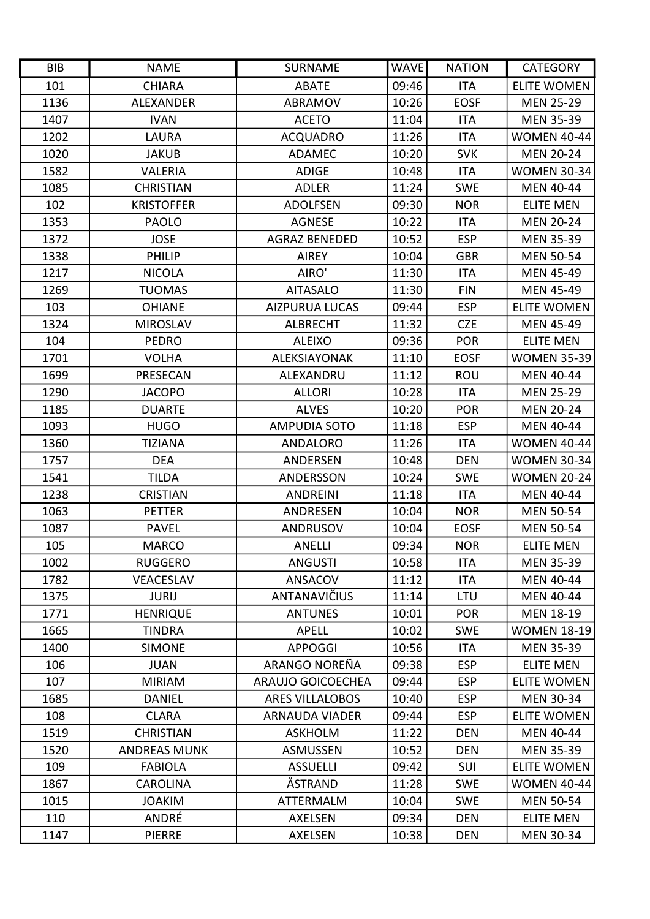| BIB | NAME | SURNAME | WAVE | NATION | CATEGORY |
|---|---|---|---|---|---|
| 101 | CHIARA | ABATE | 09:46 | ITA | ELITE WOMEN |
| 1136 | ALEXANDER | ABRAMOV | 10:26 | EOSF | MEN 25-29 |
| 1407 | IVAN | ACETO | 11:04 | ITA | MEN 35-39 |
| 1202 | LAURA | ACQUADRO | 11:26 | ITA | WOMEN 40-44 |
| 1020 | JAKUB | ADAMEC | 10:20 | SVK | MEN 20-24 |
| 1582 | VALERIA | ADIGE | 10:48 | ITA | WOMEN 30-34 |
| 1085 | CHRISTIAN | ADLER | 11:24 | SWE | MEN 40-44 |
| 102 | KRISTOFFER | ADOLFSEN | 09:30 | NOR | ELITE MEN |
| 1353 | PAOLO | AGNESE | 10:22 | ITA | MEN 20-24 |
| 1372 | JOSE | AGRAZ BENEDED | 10:52 | ESP | MEN 35-39 |
| 1338 | PHILIP | AIREY | 10:04 | GBR | MEN 50-54 |
| 1217 | NICOLA | AIRO' | 11:30 | ITA | MEN 45-49 |
| 1269 | TUOMAS | AITASALO | 11:30 | FIN | MEN 45-49 |
| 103 | OHIANE | AIZPURUA LUCAS | 09:44 | ESP | ELITE WOMEN |
| 1324 | MIROSLAV | ALBRECHT | 11:32 | CZE | MEN 45-49 |
| 104 | PEDRO | ALEIXO | 09:36 | POR | ELITE MEN |
| 1701 | VOLHA | ALEKSIAYONAK | 11:10 | EOSF | WOMEN 35-39 |
| 1699 | PRESECAN | ALEXANDRU | 11:12 | ROU | MEN 40-44 |
| 1290 | JACOPO | ALLORI | 10:28 | ITA | MEN 25-29 |
| 1185 | DUARTE | ALVES | 10:20 | POR | MEN 20-24 |
| 1093 | HUGO | AMPUDIA SOTO | 11:18 | ESP | MEN 40-44 |
| 1360 | TIZIANA | ANDALORO | 11:26 | ITA | WOMEN 40-44 |
| 1757 | DEA | ANDERSEN | 10:48 | DEN | WOMEN 30-34 |
| 1541 | TILDA | ANDERSSON | 10:24 | SWE | WOMEN 20-24 |
| 1238 | CRISTIAN | ANDREINI | 11:18 | ITA | MEN 40-44 |
| 1063 | PETTER | ANDRESEN | 10:04 | NOR | MEN 50-54 |
| 1087 | PAVEL | ANDRUSOV | 10:04 | EOSF | MEN 50-54 |
| 105 | MARCO | ANELLI | 09:34 | NOR | ELITE MEN |
| 1002 | RUGGERO | ANGUSTI | 10:58 | ITA | MEN 35-39 |
| 1782 | VEACESLAV | ANSACOV | 11:12 | ITA | MEN 40-44 |
| 1375 | JURIJ | ANTANAVIČIUS | 11:14 | LTU | MEN 40-44 |
| 1771 | HENRIQUE | ANTUNES | 10:01 | POR | MEN 18-19 |
| 1665 | TINDRA | APELL | 10:02 | SWE | WOMEN 18-19 |
| 1400 | SIMONE | APPOGGI | 10:56 | ITA | MEN 35-39 |
| 106 | JUAN | ARANGO NOREÑA | 09:38 | ESP | ELITE MEN |
| 107 | MIRIAM | ARAUJO GOICOECHEA | 09:44 | ESP | ELITE WOMEN |
| 1685 | DANIEL | ARES VILLALOBOS | 10:40 | ESP | MEN 30-34 |
| 108 | CLARA | ARNAUDA VIADER | 09:44 | ESP | ELITE WOMEN |
| 1519 | CHRISTIAN | ASKHOLM | 11:22 | DEN | MEN 40-44 |
| 1520 | ANDREAS MUNK | ASMUSSEN | 10:52 | DEN | MEN 35-39 |
| 109 | FABIOLA | ASSUELLI | 09:42 | SUI | ELITE WOMEN |
| 1867 | CAROLINA | ÅSTRAND | 11:28 | SWE | WOMEN 40-44 |
| 1015 | JOAKIM | ATTERMALM | 10:04 | SWE | MEN 50-54 |
| 110 | ANDRÉ | AXELSEN | 09:34 | DEN | ELITE MEN |
| 1147 | PIERRE | AXELSEN | 10:38 | DEN | MEN 30-34 |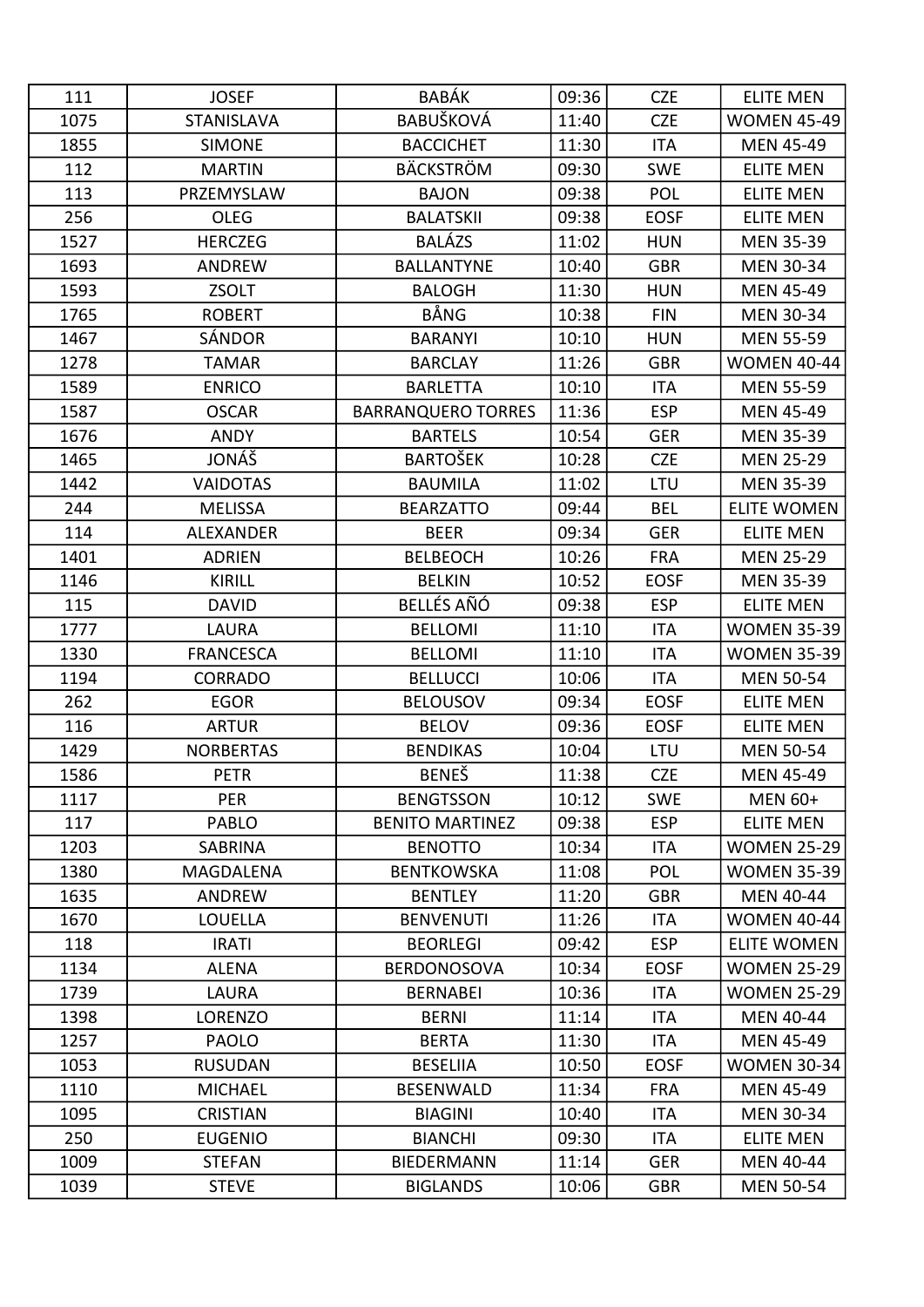| 111 | JOSEF | BABÁK | 09:36 | CZE | ELITE MEN |
|---|---|---|---|---|---|
| 1075 | STANISLAVA | BABUŠKOVÁ | 11:40 | CZE | WOMEN 45-49 |
| 1855 | SIMONE | BACCICHET | 11:30 | ITA | MEN 45-49 |
| 112 | MARTIN | BÄCKSTRÖM | 09:30 | SWE | ELITE MEN |
| 113 | PRZEMYSLAW | BAJON | 09:38 | POL | ELITE MEN |
| 256 | OLEG | BALATSKII | 09:38 | EOSF | ELITE MEN |
| 1527 | HERCZEG | BALÁZS | 11:02 | HUN | MEN 35-39 |
| 1693 | ANDREW | BALLANTYNE | 10:40 | GBR | MEN 30-34 |
| 1593 | ZSOLT | BALOGH | 11:30 | HUN | MEN 45-49 |
| 1765 | ROBERT | BÅNG | 10:38 | FIN | MEN 30-34 |
| 1467 | SÁNDOR | BARANYI | 10:10 | HUN | MEN 55-59 |
| 1278 | TAMAR | BARCLAY | 11:26 | GBR | WOMEN 40-44 |
| 1589 | ENRICO | BARLETTA | 10:10 | ITA | MEN 55-59 |
| 1587 | OSCAR | BARRANQUERO TORRES | 11:36 | ESP | MEN 45-49 |
| 1676 | ANDY | BARTELS | 10:54 | GER | MEN 35-39 |
| 1465 | JONÁŠ | BARTOŠEK | 10:28 | CZE | MEN 25-29 |
| 1442 | VAIDOTAS | BAUMILA | 11:02 | LTU | MEN 35-39 |
| 244 | MELISSA | BEARZATTO | 09:44 | BEL | ELITE WOMEN |
| 114 | ALEXANDER | BEER | 09:34 | GER | ELITE MEN |
| 1401 | ADRIEN | BELBEOCH | 10:26 | FRA | MEN 25-29 |
| 1146 | KIRILL | BELKIN | 10:52 | EOSF | MEN 35-39 |
| 115 | DAVID | BELLÉS AÑÓ | 09:38 | ESP | ELITE MEN |
| 1777 | LAURA | BELLOMI | 11:10 | ITA | WOMEN 35-39 |
| 1330 | FRANCESCA | BELLOMI | 11:10 | ITA | WOMEN 35-39 |
| 1194 | CORRADO | BELLUCCI | 10:06 | ITA | MEN 50-54 |
| 262 | EGOR | BELOUSOV | 09:34 | EOSF | ELITE MEN |
| 116 | ARTUR | BELOV | 09:36 | EOSF | ELITE MEN |
| 1429 | NORBERTAS | BENDIKAS | 10:04 | LTU | MEN 50-54 |
| 1586 | PETR | BENEŠ | 11:38 | CZE | MEN 45-49 |
| 1117 | PER | BENGTSSON | 10:12 | SWE | MEN 60+ |
| 117 | PABLO | BENITO MARTINEZ | 09:38 | ESP | ELITE MEN |
| 1203 | SABRINA | BENOTTO | 10:34 | ITA | WOMEN 25-29 |
| 1380 | MAGDALENA | BENTKOWSKA | 11:08 | POL | WOMEN 35-39 |
| 1635 | ANDREW | BENTLEY | 11:20 | GBR | MEN 40-44 |
| 1670 | LOUELLA | BENVENUTI | 11:26 | ITA | WOMEN 40-44 |
| 118 | IRATI | BEORLEGI | 09:42 | ESP | ELITE WOMEN |
| 1134 | ALENA | BERDONOSOVA | 10:34 | EOSF | WOMEN 25-29 |
| 1739 | LAURA | BERNABEI | 10:36 | ITA | WOMEN 25-29 |
| 1398 | LORENZO | BERNI | 11:14 | ITA | MEN 40-44 |
| 1257 | PAOLO | BERTA | 11:30 | ITA | MEN 45-49 |
| 1053 | RUSUDAN | BESELIIA | 10:50 | EOSF | WOMEN 30-34 |
| 1110 | MICHAEL | BESENWALD | 11:34 | FRA | MEN 45-49 |
| 1095 | CRISTIAN | BIAGINI | 10:40 | ITA | MEN 30-34 |
| 250 | EUGENIO | BIANCHI | 09:30 | ITA | ELITE MEN |
| 1009 | STEFAN | BIEDERMANN | 11:14 | GER | MEN 40-44 |
| 1039 | STEVE | BIGLANDS | 10:06 | GBR | MEN 50-54 |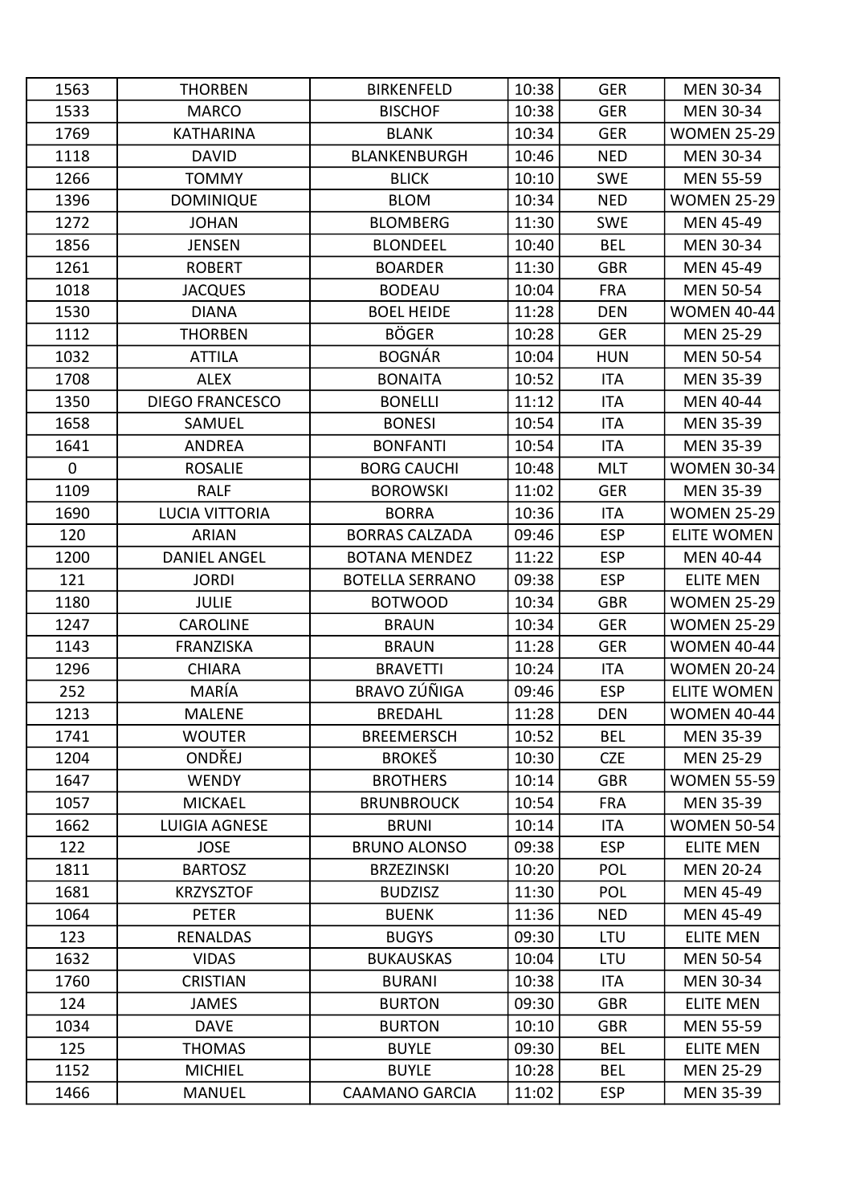| | | | | | |
|---|---|---|---|---|---|
| 1563 | THORBEN | BIRKENFELD | 10:38 | GER | MEN 30-34 |
| 1533 | MARCO | BISCHOF | 10:38 | GER | MEN 30-34 |
| 1769 | KATHARINA | BLANK | 10:34 | GER | WOMEN 25-29 |
| 1118 | DAVID | BLANKENBURGH | 10:46 | NED | MEN 30-34 |
| 1266 | TOMMY | BLICK | 10:10 | SWE | MEN 55-59 |
| 1396 | DOMINIQUE | BLOM | 10:34 | NED | WOMEN 25-29 |
| 1272 | JOHAN | BLOMBERG | 11:30 | SWE | MEN 45-49 |
| 1856 | JENSEN | BLONDEEL | 10:40 | BEL | MEN 30-34 |
| 1261 | ROBERT | BOARDER | 11:30 | GBR | MEN 45-49 |
| 1018 | JACQUES | BODEAU | 10:04 | FRA | MEN 50-54 |
| 1530 | DIANA | BOEL HEIDE | 11:28 | DEN | WOMEN 40-44 |
| 1112 | THORBEN | BÖGER | 10:28 | GER | MEN 25-29 |
| 1032 | ATTILA | BOGNÁR | 10:04 | HUN | MEN 50-54 |
| 1708 | ALEX | BONAITA | 10:52 | ITA | MEN 35-39 |
| 1350 | DIEGO FRANCESCO | BONELLI | 11:12 | ITA | MEN 40-44 |
| 1658 | SAMUEL | BONESI | 10:54 | ITA | MEN 35-39 |
| 1641 | ANDREA | BONFANTI | 10:54 | ITA | MEN 35-39 |
| 0 | ROSALIE | BORG CAUCHI | 10:48 | MLT | WOMEN 30-34 |
| 1109 | RALF | BOROWSKI | 11:02 | GER | MEN 35-39 |
| 1690 | LUCIA VITTORIA | BORRA | 10:36 | ITA | WOMEN 25-29 |
| 120 | ARIAN | BORRAS CALZADA | 09:46 | ESP | ELITE WOMEN |
| 1200 | DANIEL ANGEL | BOTANA MENDEZ | 11:22 | ESP | MEN 40-44 |
| 121 | JORDI | BOTELLA SERRANO | 09:38 | ESP | ELITE MEN |
| 1180 | JULIE | BOTWOOD | 10:34 | GBR | WOMEN 25-29 |
| 1247 | CAROLINE | BRAUN | 10:34 | GER | WOMEN 25-29 |
| 1143 | FRANZISKA | BRAUN | 11:28 | GER | WOMEN 40-44 |
| 1296 | CHIARA | BRAVETTI | 10:24 | ITA | WOMEN 20-24 |
| 252 | MARÍA | BRAVO ZÚÑIGA | 09:46 | ESP | ELITE WOMEN |
| 1213 | MALENE | BREDAHL | 11:28 | DEN | WOMEN 40-44 |
| 1741 | WOUTER | BREEMERSCH | 10:52 | BEL | MEN 35-39 |
| 1204 | ONDŘEJ | BROKEŠ | 10:30 | CZE | MEN 25-29 |
| 1647 | WENDY | BROTHERS | 10:14 | GBR | WOMEN 55-59 |
| 1057 | MICKAEL | BRUNBROUCK | 10:54 | FRA | MEN 35-39 |
| 1662 | LUIGIA AGNESE | BRUNI | 10:14 | ITA | WOMEN 50-54 |
| 122 | JOSE | BRUNO ALONSO | 09:38 | ESP | ELITE MEN |
| 1811 | BARTOSZ | BRZEZINSKI | 10:20 | POL | MEN 20-24 |
| 1681 | KRZYSZTOF | BUDZISZ | 11:30 | POL | MEN 45-49 |
| 1064 | PETER | BUENK | 11:36 | NED | MEN 45-49 |
| 123 | RENALDAS | BUGYS | 09:30 | LTU | ELITE MEN |
| 1632 | VIDAS | BUKAUSKAS | 10:04 | LTU | MEN 50-54 |
| 1760 | CRISTIAN | BURANI | 10:38 | ITA | MEN 30-34 |
| 124 | JAMES | BURTON | 09:30 | GBR | ELITE MEN |
| 1034 | DAVE | BURTON | 10:10 | GBR | MEN 55-59 |
| 125 | THOMAS | BUYLE | 09:30 | BEL | ELITE MEN |
| 1152 | MICHIEL | BUYLE | 10:28 | BEL | MEN 25-29 |
| 1466 | MANUEL | CAAMANO GARCIA | 11:02 | ESP | MEN 35-39 |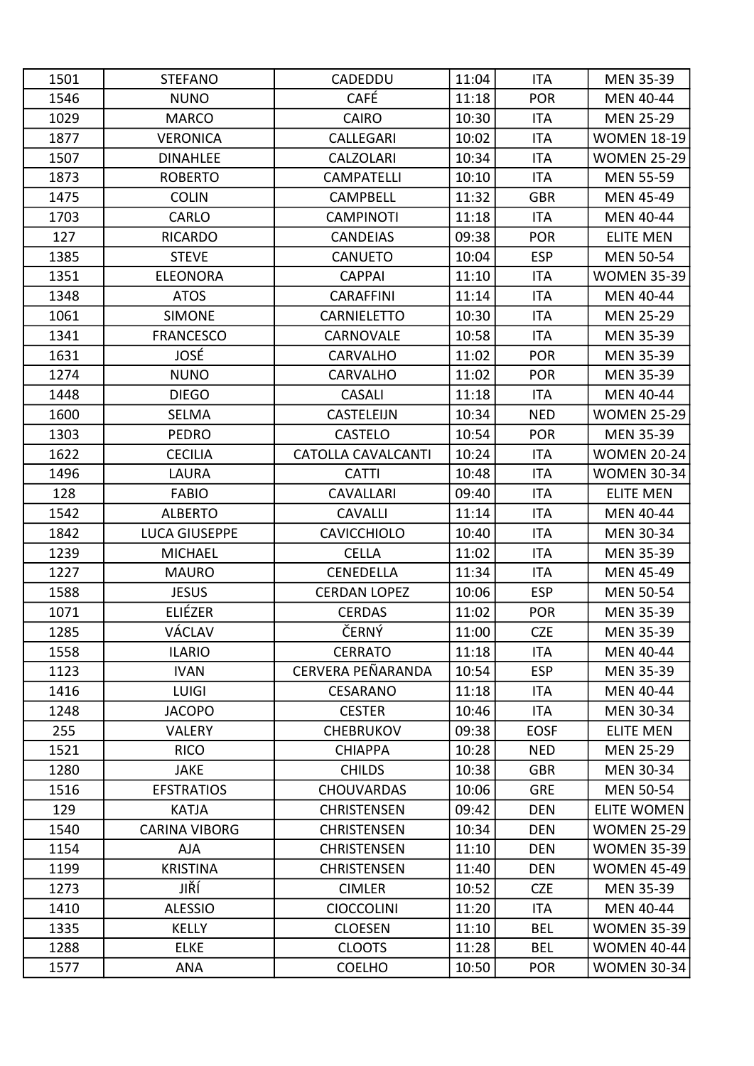| 1501 | STEFANO | CADEDDU | 11:04 | ITA | MEN 35-39 |
|---|---|---|---|---|---|
| 1546 | NUNO | CAFÉ | 11:18 | POR | MEN 40-44 |
| 1029 | MARCO | CAIRO | 10:30 | ITA | MEN 25-29 |
| 1877 | VERONICA | CALLEGARI | 10:02 | ITA | WOMEN 18-19 |
| 1507 | DINAHLEE | CALZOLARI | 10:34 | ITA | WOMEN 25-29 |
| 1873 | ROBERTO | CAMPATELLI | 10:10 | ITA | MEN 55-59 |
| 1475 | COLIN | CAMPBELL | 11:32 | GBR | MEN 45-49 |
| 1703 | CARLO | CAMPINOTI | 11:18 | ITA | MEN 40-44 |
| 127 | RICARDO | CANDEIAS | 09:38 | POR | ELITE MEN |
| 1385 | STEVE | CANUETO | 10:04 | ESP | MEN 50-54 |
| 1351 | ELEONORA | CAPPAI | 11:10 | ITA | WOMEN 35-39 |
| 1348 | ATOS | CARAFFINI | 11:14 | ITA | MEN 40-44 |
| 1061 | SIMONE | CARNIELETTO | 10:30 | ITA | MEN 25-29 |
| 1341 | FRANCESCO | CARNOVALE | 10:58 | ITA | MEN 35-39 |
| 1631 | JOSÉ | CARVALHO | 11:02 | POR | MEN 35-39 |
| 1274 | NUNO | CARVALHO | 11:02 | POR | MEN 35-39 |
| 1448 | DIEGO | CASALI | 11:18 | ITA | MEN 40-44 |
| 1600 | SELMA | CASTELEIJN | 10:34 | NED | WOMEN 25-29 |
| 1303 | PEDRO | CASTELO | 10:54 | POR | MEN 35-39 |
| 1622 | CECILIA | CATOLLA CAVALCANTI | 10:24 | ITA | WOMEN 20-24 |
| 1496 | LAURA | CATTI | 10:48 | ITA | WOMEN 30-34 |
| 128 | FABIO | CAVALLARI | 09:40 | ITA | ELITE MEN |
| 1542 | ALBERTO | CAVALLI | 11:14 | ITA | MEN 40-44 |
| 1842 | LUCA GIUSEPPE | CAVICCHIOLO | 10:40 | ITA | MEN 30-34 |
| 1239 | MICHAEL | CELLA | 11:02 | ITA | MEN 35-39 |
| 1227 | MAURO | CENEDELLA | 11:34 | ITA | MEN 45-49 |
| 1588 | JESUS | CERDAN LOPEZ | 10:06 | ESP | MEN 50-54 |
| 1071 | ELIÉZER | CERDAS | 11:02 | POR | MEN 35-39 |
| 1285 | VÁCLAV | ČERNÝ | 11:00 | CZE | MEN 35-39 |
| 1558 | ILARIO | CERRATO | 11:18 | ITA | MEN 40-44 |
| 1123 | IVAN | CERVERA PEÑARANDA | 10:54 | ESP | MEN 35-39 |
| 1416 | LUIGI | CESARANO | 11:18 | ITA | MEN 40-44 |
| 1248 | JACOPO | CESTER | 10:46 | ITA | MEN 30-34 |
| 255 | VALERY | CHEBRUKOV | 09:38 | EOSF | ELITE MEN |
| 1521 | RICO | CHIAPPA | 10:28 | NED | MEN 25-29 |
| 1280 | JAKE | CHILDS | 10:38 | GBR | MEN 30-34 |
| 1516 | EFSTRATIOS | CHOUVARDAS | 10:06 | GRE | MEN 50-54 |
| 129 | KATJA | CHRISTENSEN | 09:42 | DEN | ELITE WOMEN |
| 1540 | CARINA VIBORG | CHRISTENSEN | 10:34 | DEN | WOMEN 25-29 |
| 1154 | AJA | CHRISTENSEN | 11:10 | DEN | WOMEN 35-39 |
| 1199 | KRISTINA | CHRISTENSEN | 11:40 | DEN | WOMEN 45-49 |
| 1273 | JIŘÍ | CIMLER | 10:52 | CZE | MEN 35-39 |
| 1410 | ALESSIO | CIOCCOLINI | 11:20 | ITA | MEN 40-44 |
| 1335 | KELLY | CLOESEN | 11:10 | BEL | WOMEN 35-39 |
| 1288 | ELKE | CLOOTS | 11:28 | BEL | WOMEN 40-44 |
| 1577 | ANA | COELHO | 10:50 | POR | WOMEN 30-34 |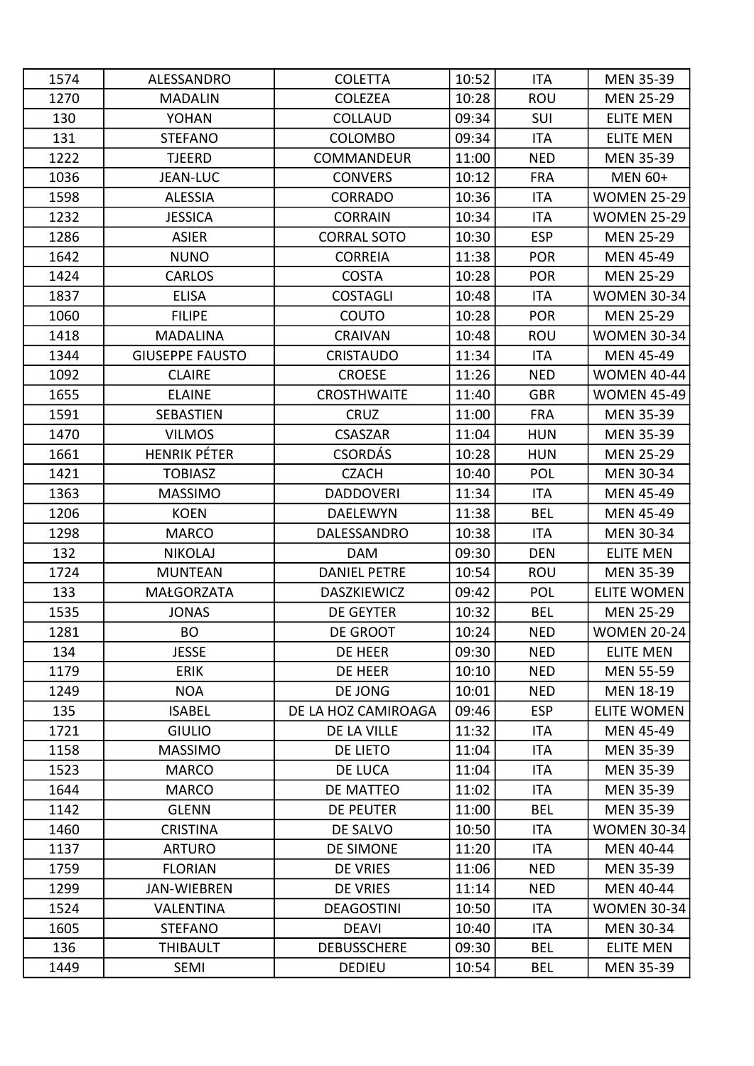| 1574 | ALESSANDRO | COLETTA | 10:52 | ITA | MEN 35-39 |
|---|---|---|---|---|---|
| 1270 | MADALIN | COLEZEA | 10:28 | ROU | MEN 25-29 |
| 130 | YOHAN | COLLAUD | 09:34 | SUI | ELITE MEN |
| 131 | STEFANO | COLOMBO | 09:34 | ITA | ELITE MEN |
| 1222 | TJEERD | COMMANDEUR | 11:00 | NED | MEN 35-39 |
| 1036 | JEAN-LUC | CONVERS | 10:12 | FRA | MEN 60+ |
| 1598 | ALESSIA | CORRADO | 10:36 | ITA | WOMEN 25-29 |
| 1232 | JESSICA | CORRAIN | 10:34 | ITA | WOMEN 25-29 |
| 1286 | ASIER | CORRAL SOTO | 10:30 | ESP | MEN 25-29 |
| 1642 | NUNO | CORREIA | 11:38 | POR | MEN 45-49 |
| 1424 | CARLOS | COSTA | 10:28 | POR | MEN 25-29 |
| 1837 | ELISA | COSTAGLI | 10:48 | ITA | WOMEN 30-34 |
| 1060 | FILIPE | COUTO | 10:28 | POR | MEN 25-29 |
| 1418 | MADALINA | CRAIVAN | 10:48 | ROU | WOMEN 30-34 |
| 1344 | GIUSEPPE FAUSTO | CRISTAUDO | 11:34 | ITA | MEN 45-49 |
| 1092 | CLAIRE | CROESE | 11:26 | NED | WOMEN 40-44 |
| 1655 | ELAINE | CROSTHWAITE | 11:40 | GBR | WOMEN 45-49 |
| 1591 | SEBASTIEN | CRUZ | 11:00 | FRA | MEN 35-39 |
| 1470 | VILMOS | CSASZAR | 11:04 | HUN | MEN 35-39 |
| 1661 | HENRIK PÉTER | CSORDÁS | 10:28 | HUN | MEN 25-29 |
| 1421 | TOBIASZ | CZACH | 10:40 | POL | MEN 30-34 |
| 1363 | MASSIMO | DADDOVERI | 11:34 | ITA | MEN 45-49 |
| 1206 | KOEN | DAELEWYN | 11:38 | BEL | MEN 45-49 |
| 1298 | MARCO | DALESSANDRO | 10:38 | ITA | MEN 30-34 |
| 132 | NIKOLAJ | DAM | 09:30 | DEN | ELITE MEN |
| 1724 | MUNTEAN | DANIEL PETRE | 10:54 | ROU | MEN 35-39 |
| 133 | MAŁGORZATA | DASZKIEWICZ | 09:42 | POL | ELITE WOMEN |
| 1535 | JONAS | DE GEYTER | 10:32 | BEL | MEN 25-29 |
| 1281 | BO | DE GROOT | 10:24 | NED | WOMEN 20-24 |
| 134 | JESSE | DE HEER | 09:30 | NED | ELITE MEN |
| 1179 | ERIK | DE HEER | 10:10 | NED | MEN 55-59 |
| 1249 | NOA | DE JONG | 10:01 | NED | MEN 18-19 |
| 135 | ISABEL | DE LA HOZ CAMIROAGA | 09:46 | ESP | ELITE WOMEN |
| 1721 | GIULIO | DE LA VILLE | 11:32 | ITA | MEN 45-49 |
| 1158 | MASSIMO | DE LIETO | 11:04 | ITA | MEN 35-39 |
| 1523 | MARCO | DE LUCA | 11:04 | ITA | MEN 35-39 |
| 1644 | MARCO | DE MATTEO | 11:02 | ITA | MEN 35-39 |
| 1142 | GLENN | DE PEUTER | 11:00 | BEL | MEN 35-39 |
| 1460 | CRISTINA | DE SALVO | 10:50 | ITA | WOMEN 30-34 |
| 1137 | ARTURO | DE SIMONE | 11:20 | ITA | MEN 40-44 |
| 1759 | FLORIAN | DE VRIES | 11:06 | NED | MEN 35-39 |
| 1299 | JAN-WIEBREN | DE VRIES | 11:14 | NED | MEN 40-44 |
| 1524 | VALENTINA | DEAGOSTINI | 10:50 | ITA | WOMEN 30-34 |
| 1605 | STEFANO | DEAVI | 10:40 | ITA | MEN 30-34 |
| 136 | THIBAULT | DEBUSSCHERE | 09:30 | BEL | ELITE MEN |
| 1449 | SEMI | DEDIEU | 10:54 | BEL | MEN 35-39 |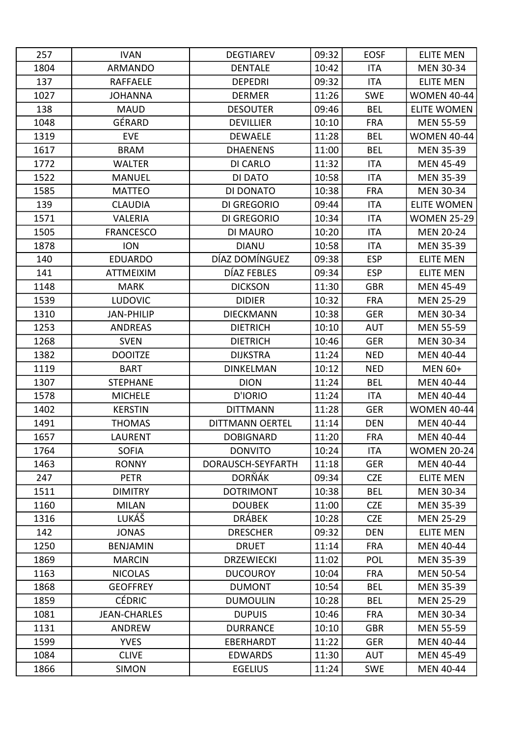| 257 | IVAN | DEGTIAREV | 09:32 | EOSF | ELITE MEN |
|---|---|---|---|---|---|
| 1804 | ARMANDO | DENTALE | 10:42 | ITA | MEN 30-34 |
| 137 | RAFFAELE | DEPEDRI | 09:32 | ITA | ELITE MEN |
| 1027 | JOHANNA | DERMER | 11:26 | SWE | WOMEN 40-44 |
| 138 | MAUD | DESOUTER | 09:46 | BEL | ELITE WOMEN |
| 1048 | GÉRARD | DEVILLIER | 10:10 | FRA | MEN 55-59 |
| 1319 | EVE | DEWAELE | 11:28 | BEL | WOMEN 40-44 |
| 1617 | BRAM | DHAENENS | 11:00 | BEL | MEN 35-39 |
| 1772 | WALTER | DI CARLO | 11:32 | ITA | MEN 45-49 |
| 1522 | MANUEL | DI DATO | 10:58 | ITA | MEN 35-39 |
| 1585 | MATTEO | DI DONATO | 10:38 | FRA | MEN 30-34 |
| 139 | CLAUDIA | DI GREGORIO | 09:44 | ITA | ELITE WOMEN |
| 1571 | VALERIA | DI GREGORIO | 10:34 | ITA | WOMEN 25-29 |
| 1505 | FRANCESCO | DI MAURO | 10:20 | ITA | MEN 20-24 |
| 1878 | ION | DIANU | 10:58 | ITA | MEN 35-39 |
| 140 | EDUARDO | DÍAZ DOMÍNGUEZ | 09:38 | ESP | ELITE MEN |
| 141 | ATTMEIXIM | DÍAZ FEBLES | 09:34 | ESP | ELITE MEN |
| 1148 | MARK | DICKSON | 11:30 | GBR | MEN 45-49 |
| 1539 | LUDOVIC | DIDIER | 10:32 | FRA | MEN 25-29 |
| 1310 | JAN-PHILIP | DIECKMANN | 10:38 | GER | MEN 30-34 |
| 1253 | ANDREAS | DIETRICH | 10:10 | AUT | MEN 55-59 |
| 1268 | SVEN | DIETRICH | 10:46 | GER | MEN 30-34 |
| 1382 | DOOITZE | DIJKSTRA | 11:24 | NED | MEN 40-44 |
| 1119 | BART | DINKELMAN | 10:12 | NED | MEN 60+ |
| 1307 | STEPHANE | DION | 11:24 | BEL | MEN 40-44 |
| 1578 | MICHELE | D'IORIO | 11:24 | ITA | MEN 40-44 |
| 1402 | KERSTIN | DITTMANN | 11:28 | GER | WOMEN 40-44 |
| 1491 | THOMAS | DITTMANN OERTEL | 11:14 | DEN | MEN 40-44 |
| 1657 | LAURENT | DOBIGNARD | 11:20 | FRA | MEN 40-44 |
| 1764 | SOFIA | DONVITO | 10:24 | ITA | WOMEN 20-24 |
| 1463 | RONNY | DORAUSCH-SEYFARTH | 11:18 | GER | MEN 40-44 |
| 247 | PETR | DORŇÁK | 09:34 | CZE | ELITE MEN |
| 1511 | DIMITRY | DOTRIMONT | 10:38 | BEL | MEN 30-34 |
| 1160 | MILAN | DOUBEK | 11:00 | CZE | MEN 35-39 |
| 1316 | LUKÁŠ | DRÁBEK | 10:28 | CZE | MEN 25-29 |
| 142 | JONAS | DRESCHER | 09:32 | DEN | ELITE MEN |
| 1250 | BENJAMIN | DRUET | 11:14 | FRA | MEN 40-44 |
| 1869 | MARCIN | DRZEWIECKI | 11:02 | POL | MEN 35-39 |
| 1163 | NICOLAS | DUCOUROY | 10:04 | FRA | MEN 50-54 |
| 1868 | GEOFFREY | DUMONT | 10:54 | BEL | MEN 35-39 |
| 1859 | CÉDRIC | DUMOULIN | 10:28 | BEL | MEN 25-29 |
| 1081 | JEAN-CHARLES | DUPUIS | 10:46 | FRA | MEN 30-34 |
| 1131 | ANDREW | DURRANCE | 10:10 | GBR | MEN 55-59 |
| 1599 | YVES | EBERHARDT | 11:22 | GER | MEN 40-44 |
| 1084 | CLIVE | EDWARDS | 11:30 | AUT | MEN 45-49 |
| 1866 | SIMON | EGELIUS | 11:24 | SWE | MEN 40-44 |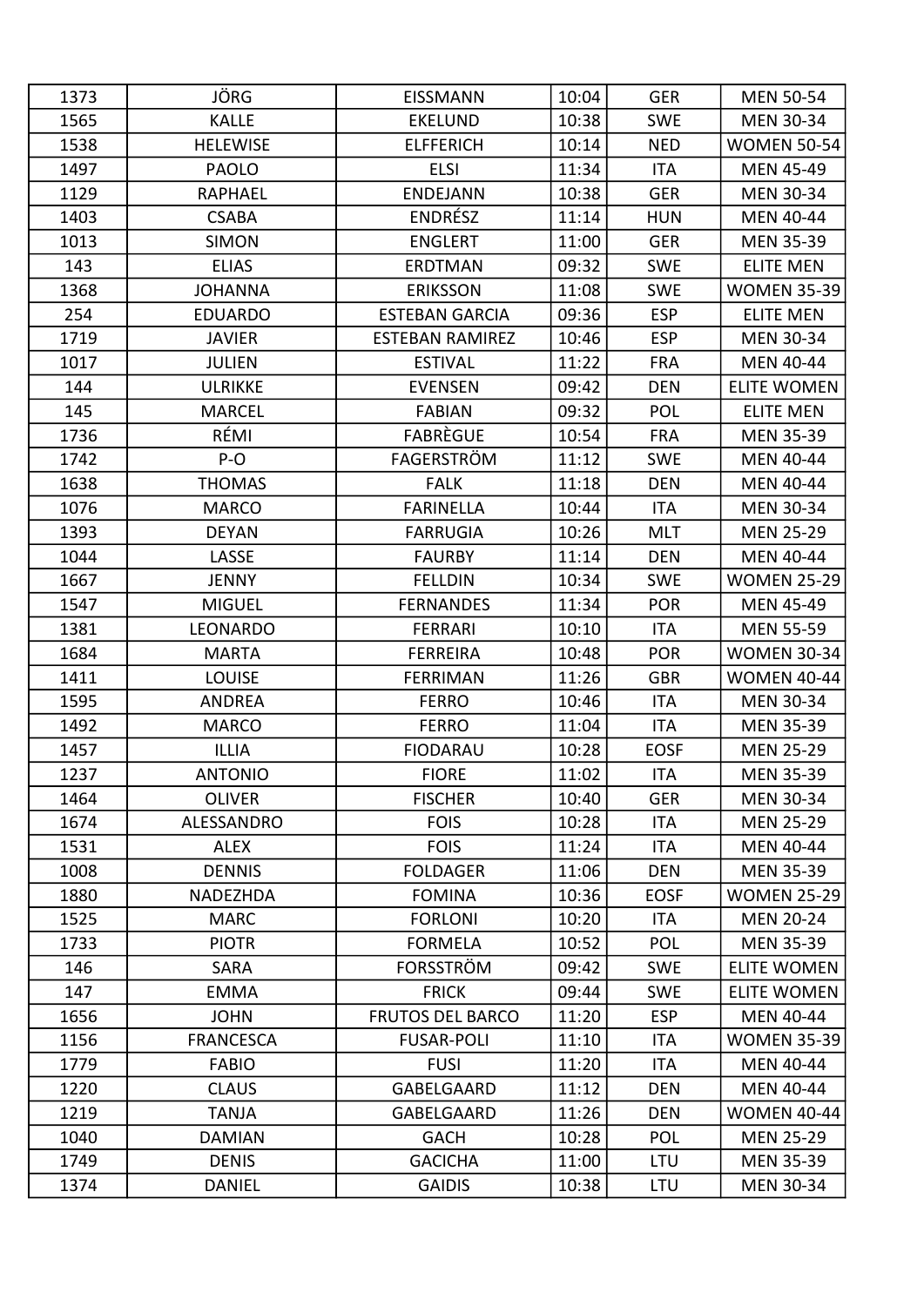| 1373 | JÖRG | EISSMANN | 10:04 | GER | MEN 50-54 |
|---|---|---|---|---|---|
| 1565 | KALLE | EKELUND | 10:38 | SWE | MEN 30-34 |
| 1538 | HELEWISE | ELFFERICH | 10:14 | NED | WOMEN 50-54 |
| 1497 | PAOLO | ELSI | 11:34 | ITA | MEN 45-49 |
| 1129 | RAPHAEL | ENDEJANN | 10:38 | GER | MEN 30-34 |
| 1403 | CSABA | ENDRÉSZ | 11:14 | HUN | MEN 40-44 |
| 1013 | SIMON | ENGLERT | 11:00 | GER | MEN 35-39 |
| 143 | ELIAS | ERDTMAN | 09:32 | SWE | ELITE MEN |
| 1368 | JOHANNA | ERIKSSON | 11:08 | SWE | WOMEN 35-39 |
| 254 | EDUARDO | ESTEBAN GARCIA | 09:36 | ESP | ELITE MEN |
| 1719 | JAVIER | ESTEBAN RAMIREZ | 10:46 | ESP | MEN 30-34 |
| 1017 | JULIEN | ESTIVAL | 11:22 | FRA | MEN 40-44 |
| 144 | ULRIKKE | EVENSEN | 09:42 | DEN | ELITE WOMEN |
| 145 | MARCEL | FABIAN | 09:32 | POL | ELITE MEN |
| 1736 | RÉMI | FABRÈGUE | 10:54 | FRA | MEN 35-39 |
| 1742 | P-O | FAGERSTRÖM | 11:12 | SWE | MEN 40-44 |
| 1638 | THOMAS | FALK | 11:18 | DEN | MEN 40-44 |
| 1076 | MARCO | FARINELLA | 10:44 | ITA | MEN 30-34 |
| 1393 | DEYAN | FARRUGIA | 10:26 | MLT | MEN 25-29 |
| 1044 | LASSE | FAURBY | 11:14 | DEN | MEN 40-44 |
| 1667 | JENNY | FELLDIN | 10:34 | SWE | WOMEN 25-29 |
| 1547 | MIGUEL | FERNANDES | 11:34 | POR | MEN 45-49 |
| 1381 | LEONARDO | FERRARI | 10:10 | ITA | MEN 55-59 |
| 1684 | MARTA | FERREIRA | 10:48 | POR | WOMEN 30-34 |
| 1411 | LOUISE | FERRIMAN | 11:26 | GBR | WOMEN 40-44 |
| 1595 | ANDREA | FERRO | 10:46 | ITA | MEN 30-34 |
| 1492 | MARCO | FERRO | 11:04 | ITA | MEN 35-39 |
| 1457 | ILLIA | FIODARAU | 10:28 | EOSF | MEN 25-29 |
| 1237 | ANTONIO | FIORE | 11:02 | ITA | MEN 35-39 |
| 1464 | OLIVER | FISCHER | 10:40 | GER | MEN 30-34 |
| 1674 | ALESSANDRO | FOIS | 10:28 | ITA | MEN 25-29 |
| 1531 | ALEX | FOIS | 11:24 | ITA | MEN 40-44 |
| 1008 | DENNIS | FOLDAGER | 11:06 | DEN | MEN 35-39 |
| 1880 | NADEZHDA | FOMINA | 10:36 | EOSF | WOMEN 25-29 |
| 1525 | MARC | FORLONI | 10:20 | ITA | MEN 20-24 |
| 1733 | PIOTR | FORMELA | 10:52 | POL | MEN 35-39 |
| 146 | SARA | FORSSTRÖM | 09:42 | SWE | ELITE WOMEN |
| 147 | EMMA | FRICK | 09:44 | SWE | ELITE WOMEN |
| 1656 | JOHN | FRUTOS DEL BARCO | 11:20 | ESP | MEN 40-44 |
| 1156 | FRANCESCA | FUSAR-POLI | 11:10 | ITA | WOMEN 35-39 |
| 1779 | FABIO | FUSI | 11:20 | ITA | MEN 40-44 |
| 1220 | CLAUS | GABELGAARD | 11:12 | DEN | MEN 40-44 |
| 1219 | TANJA | GABELGAARD | 11:26 | DEN | WOMEN 40-44 |
| 1040 | DAMIAN | GACH | 10:28 | POL | MEN 25-29 |
| 1749 | DENIS | GACICHA | 11:00 | LTU | MEN 35-39 |
| 1374 | DANIEL | GAIDIS | 10:38 | LTU | MEN 30-34 |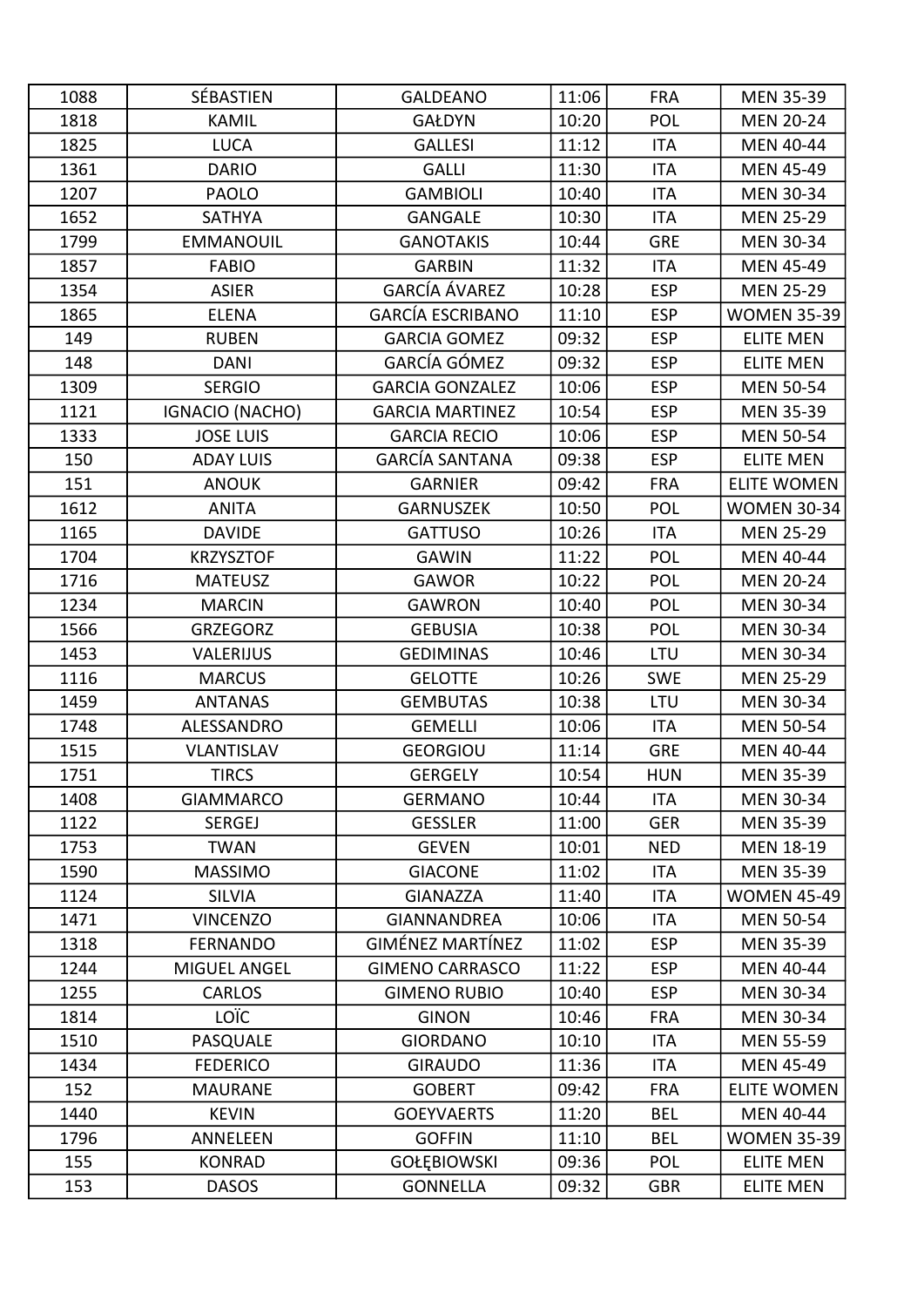| 1088 | SÉBASTIEN | GALDEANO | 11:06 | FRA | MEN 35-39 |
|---|---|---|---|---|---|
| 1818 | KAMIL | GAŁDYN | 10:20 | POL | MEN 20-24 |
| 1825 | LUCA | GALLESI | 11:12 | ITA | MEN 40-44 |
| 1361 | DARIO | GALLI | 11:30 | ITA | MEN 45-49 |
| 1207 | PAOLO | GAMBIOLI | 10:40 | ITA | MEN 30-34 |
| 1652 | SATHYA | GANGALE | 10:30 | ITA | MEN 25-29 |
| 1799 | EMMANOUIL | GANOTAKIS | 10:44 | GRE | MEN 30-34 |
| 1857 | FABIO | GARBIN | 11:32 | ITA | MEN 45-49 |
| 1354 | ASIER | GARCÍA ÁVAREZ | 10:28 | ESP | MEN 25-29 |
| 1865 | ELENA | GARCÍA ESCRIBANO | 11:10 | ESP | WOMEN 35-39 |
| 149 | RUBEN | GARCIA GOMEZ | 09:32 | ESP | ELITE MEN |
| 148 | DANI | GARCÍA GÓMEZ | 09:32 | ESP | ELITE MEN |
| 1309 | SERGIO | GARCIA GONZALEZ | 10:06 | ESP | MEN 50-54 |
| 1121 | IGNACIO (NACHO) | GARCIA MARTINEZ | 10:54 | ESP | MEN 35-39 |
| 1333 | JOSE LUIS | GARCIA RECIO | 10:06 | ESP | MEN 50-54 |
| 150 | ADAY LUIS | GARCÍA SANTANA | 09:38 | ESP | ELITE MEN |
| 151 | ANOUK | GARNIER | 09:42 | FRA | ELITE WOMEN |
| 1612 | ANITA | GARNUSZEK | 10:50 | POL | WOMEN 30-34 |
| 1165 | DAVIDE | GATTUSO | 10:26 | ITA | MEN 25-29 |
| 1704 | KRZYSZTOF | GAWIN | 11:22 | POL | MEN 40-44 |
| 1716 | MATEUSZ | GAWOR | 10:22 | POL | MEN 20-24 |
| 1234 | MARCIN | GAWRON | 10:40 | POL | MEN 30-34 |
| 1566 | GRZEGORZ | GEBUSIA | 10:38 | POL | MEN 30-34 |
| 1453 | VALERIJUS | GEDIMINAS | 10:46 | LTU | MEN 30-34 |
| 1116 | MARCUS | GELOTTE | 10:26 | SWE | MEN 25-29 |
| 1459 | ANTANAS | GEMBUTAS | 10:38 | LTU | MEN 30-34 |
| 1748 | ALESSANDRO | GEMELLI | 10:06 | ITA | MEN 50-54 |
| 1515 | VLANTISLAV | GEORGIOU | 11:14 | GRE | MEN 40-44 |
| 1751 | TIRCS | GERGELY | 10:54 | HUN | MEN 35-39 |
| 1408 | GIAMMARCO | GERMANO | 10:44 | ITA | MEN 30-34 |
| 1122 | SERGEJ | GESSLER | 11:00 | GER | MEN 35-39 |
| 1753 | TWAN | GEVEN | 10:01 | NED | MEN 18-19 |
| 1590 | MASSIMO | GIACONE | 11:02 | ITA | MEN 35-39 |
| 1124 | SILVIA | GIANAZZA | 11:40 | ITA | WOMEN 45-49 |
| 1471 | VINCENZO | GIANNANDREA | 10:06 | ITA | MEN 50-54 |
| 1318 | FERNANDO | GIMÉNEZ MARTÍNEZ | 11:02 | ESP | MEN 35-39 |
| 1244 | MIGUEL ANGEL | GIMENO CARRASCO | 11:22 | ESP | MEN 40-44 |
| 1255 | CARLOS | GIMENO RUBIO | 10:40 | ESP | MEN 30-34 |
| 1814 | LOÏC | GINON | 10:46 | FRA | MEN 30-34 |
| 1510 | PASQUALE | GIORDANO | 10:10 | ITA | MEN 55-59 |
| 1434 | FEDERICO | GIRAUDO | 11:36 | ITA | MEN 45-49 |
| 152 | MAURANE | GOBERT | 09:42 | FRA | ELITE WOMEN |
| 1440 | KEVIN | GOEYVAERTS | 11:20 | BEL | MEN 40-44 |
| 1796 | ANNELEEN | GOFFIN | 11:10 | BEL | WOMEN 35-39 |
| 155 | KONRAD | GOŁĘBIOWSKI | 09:36 | POL | ELITE MEN |
| 153 | DASOS | GONNELLA | 09:32 | GBR | ELITE MEN |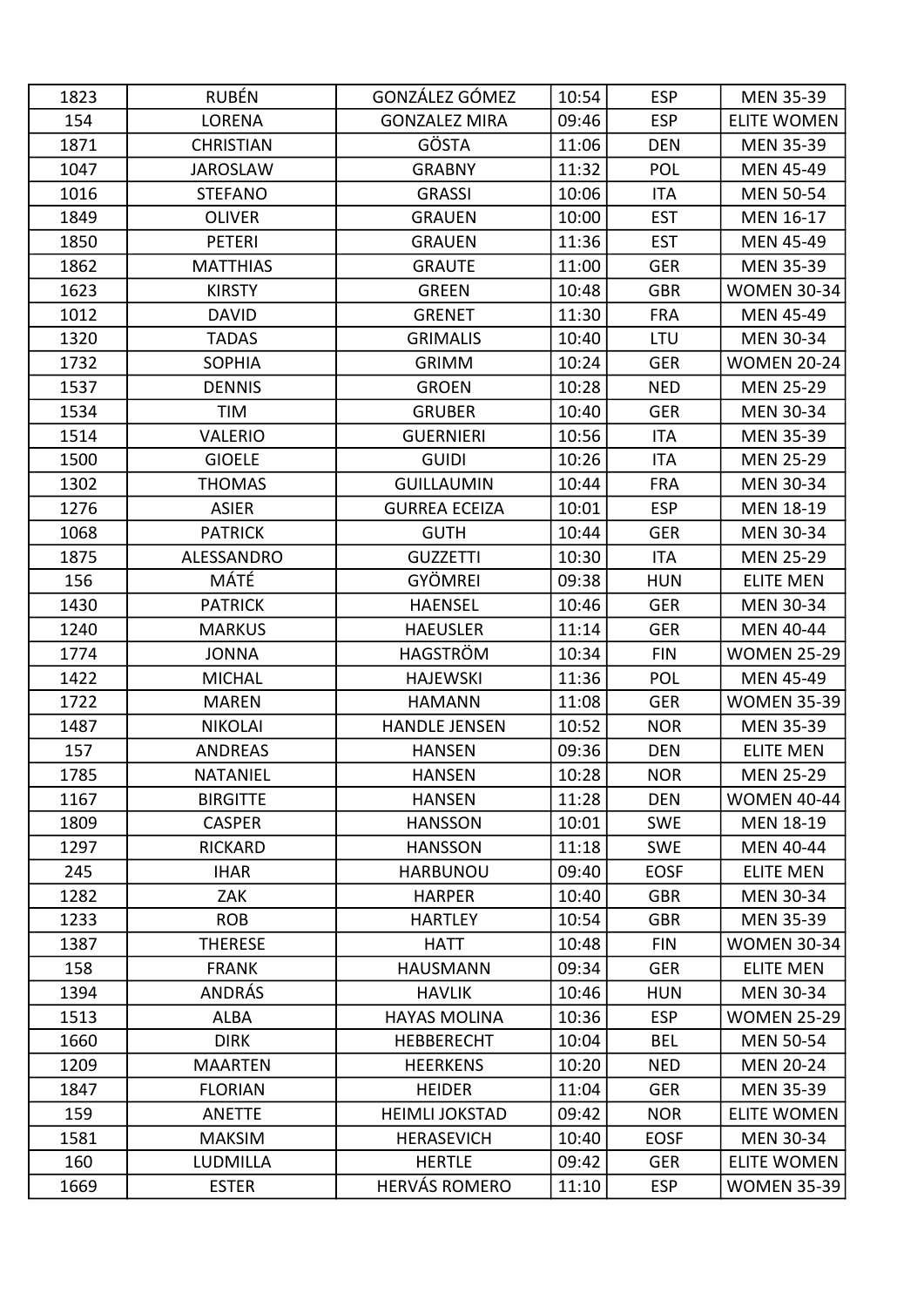| 1823 | RUBÉN | GONZÁLEZ GÓMEZ | 10:54 | ESP | MEN 35-39 |
|---|---|---|---|---|---|
| 154 | LORENA | GONZALEZ MIRA | 09:46 | ESP | ELITE WOMEN |
| 1871 | CHRISTIAN | GÖSTA | 11:06 | DEN | MEN 35-39 |
| 1047 | JAROSLAW | GRABNY | 11:32 | POL | MEN 45-49 |
| 1016 | STEFANO | GRASSI | 10:06 | ITA | MEN 50-54 |
| 1849 | OLIVER | GRAUEN | 10:00 | EST | MEN 16-17 |
| 1850 | PETERI | GRAUEN | 11:36 | EST | MEN 45-49 |
| 1862 | MATTHIAS | GRAUTE | 11:00 | GER | MEN 35-39 |
| 1623 | KIRSTY | GREEN | 10:48 | GBR | WOMEN 30-34 |
| 1012 | DAVID | GRENET | 11:30 | FRA | MEN 45-49 |
| 1320 | TADAS | GRIMALIS | 10:40 | LTU | MEN 30-34 |
| 1732 | SOPHIA | GRIMM | 10:24 | GER | WOMEN 20-24 |
| 1537 | DENNIS | GROEN | 10:28 | NED | MEN 25-29 |
| 1534 | TIM | GRUBER | 10:40 | GER | MEN 30-34 |
| 1514 | VALERIO | GUERNIERI | 10:56 | ITA | MEN 35-39 |
| 1500 | GIOELE | GUIDI | 10:26 | ITA | MEN 25-29 |
| 1302 | THOMAS | GUILLAUMIN | 10:44 | FRA | MEN 30-34 |
| 1276 | ASIER | GURREA ECEIZA | 10:01 | ESP | MEN 18-19 |
| 1068 | PATRICK | GUTH | 10:44 | GER | MEN 30-34 |
| 1875 | ALESSANDRO | GUZZETTI | 10:30 | ITA | MEN 25-29 |
| 156 | MÁTÉ | GYÖMREI | 09:38 | HUN | ELITE MEN |
| 1430 | PATRICK | HAENSEL | 10:46 | GER | MEN 30-34 |
| 1240 | MARKUS | HAEUSLER | 11:14 | GER | MEN 40-44 |
| 1774 | JONNA | HAGSTRÖM | 10:34 | FIN | WOMEN 25-29 |
| 1422 | MICHAL | HAJEWSKI | 11:36 | POL | MEN 45-49 |
| 1722 | MAREN | HAMANN | 11:08 | GER | WOMEN 35-39 |
| 1487 | NIKOLAI | HANDLE JENSEN | 10:52 | NOR | MEN 35-39 |
| 157 | ANDREAS | HANSEN | 09:36 | DEN | ELITE MEN |
| 1785 | NATANIEL | HANSEN | 10:28 | NOR | MEN 25-29 |
| 1167 | BIRGITTE | HANSEN | 11:28 | DEN | WOMEN 40-44 |
| 1809 | CASPER | HANSSON | 10:01 | SWE | MEN 18-19 |
| 1297 | RICKARD | HANSSON | 11:18 | SWE | MEN 40-44 |
| 245 | IHAR | HARBUNOU | 09:40 | EOSF | ELITE MEN |
| 1282 | ZAK | HARPER | 10:40 | GBR | MEN 30-34 |
| 1233 | ROB | HARTLEY | 10:54 | GBR | MEN 35-39 |
| 1387 | THERESE | HATT | 10:48 | FIN | WOMEN 30-34 |
| 158 | FRANK | HAUSMANN | 09:34 | GER | ELITE MEN |
| 1394 | ANDRÁS | HAVLIK | 10:46 | HUN | MEN 30-34 |
| 1513 | ALBA | HAYAS MOLINA | 10:36 | ESP | WOMEN 25-29 |
| 1660 | DIRK | HEBBERECHT | 10:04 | BEL | MEN 50-54 |
| 1209 | MAARTEN | HEERKENS | 10:20 | NED | MEN 20-24 |
| 1847 | FLORIAN | HEIDER | 11:04 | GER | MEN 35-39 |
| 159 | ANETTE | HEIMLI JOKSTAD | 09:42 | NOR | ELITE WOMEN |
| 1581 | MAKSIM | HERASEVICH | 10:40 | EOSF | MEN 30-34 |
| 160 | LUDMILLA | HERTLE | 09:42 | GER | ELITE WOMEN |
| 1669 | ESTER | HERVÁS ROMERO | 11:10 | ESP | WOMEN 35-39 |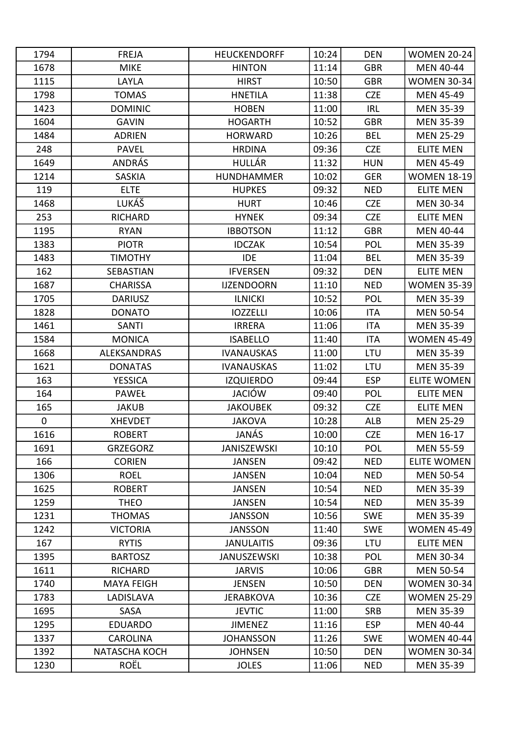| 1794 | FREJA | HEUCKENDORFF | 10:24 | DEN | WOMEN 20-24 |
|---|---|---|---|---|---|
| 1678 | MIKE | HINTON | 11:14 | GBR | MEN 40-44 |
| 1115 | LAYLA | HIRST | 10:50 | GBR | WOMEN 30-34 |
| 1798 | TOMAS | HNETILA | 11:38 | CZE | MEN 45-49 |
| 1423 | DOMINIC | HOBEN | 11:00 | IRL | MEN 35-39 |
| 1604 | GAVIN | HOGARTH | 10:52 | GBR | MEN 35-39 |
| 1484 | ADRIEN | HORWARD | 10:26 | BEL | MEN 25-29 |
| 248 | PAVEL | HRDINA | 09:36 | CZE | ELITE MEN |
| 1649 | ANDRÁS | HULLÁR | 11:32 | HUN | MEN 45-49 |
| 1214 | SASKIA | HUNDHAMMER | 10:02 | GER | WOMEN 18-19 |
| 119 | ELTE | HUPKES | 09:32 | NED | ELITE MEN |
| 1468 | LUKÁŠ | HURT | 10:46 | CZE | MEN 30-34 |
| 253 | RICHARD | HYNEK | 09:34 | CZE | ELITE MEN |
| 1195 | RYAN | IBBOTSON | 11:12 | GBR | MEN 40-44 |
| 1383 | PIOTR | IDCZAK | 10:54 | POL | MEN 35-39 |
| 1483 | TIMOTHY | IDE | 11:04 | BEL | MEN 35-39 |
| 162 | SEBASTIAN | IFVERSEN | 09:32 | DEN | ELITE MEN |
| 1687 | CHARISSA | IJZENDOORN | 11:10 | NED | WOMEN 35-39 |
| 1705 | DARIUSZ | ILNICKI | 10:52 | POL | MEN 35-39 |
| 1828 | DONATO | IOZZELLI | 10:06 | ITA | MEN 50-54 |
| 1461 | SANTI | IRRERA | 11:06 | ITA | MEN 35-39 |
| 1584 | MONICA | ISABELLO | 11:40 | ITA | WOMEN 45-49 |
| 1668 | ALEKSANDRAS | IVANAUSKAS | 11:00 | LTU | MEN 35-39 |
| 1621 | DONATAS | IVANAUSKAS | 11:02 | LTU | MEN 35-39 |
| 163 | YESSICA | IZQUIERDO | 09:44 | ESP | ELITE WOMEN |
| 164 | PAWEŁ | JACIÓW | 09:40 | POL | ELITE MEN |
| 165 | JAKUB | JAKOUBEK | 09:32 | CZE | ELITE MEN |
| 0 | XHEVDET | JAKOVA | 10:28 | ALB | MEN 25-29 |
| 1616 | ROBERT | JANÁS | 10:00 | CZE | MEN 16-17 |
| 1691 | GRZEGORZ | JANISZEWSKI | 10:10 | POL | MEN 55-59 |
| 166 | CORIEN | JANSEN | 09:42 | NED | ELITE WOMEN |
| 1306 | ROEL | JANSEN | 10:04 | NED | MEN 50-54 |
| 1625 | ROBERT | JANSEN | 10:54 | NED | MEN 35-39 |
| 1259 | THEO | JANSEN | 10:54 | NED | MEN 35-39 |
| 1231 | THOMAS | JANSSON | 10:56 | SWE | MEN 35-39 |
| 1242 | VICTORIA | JANSSON | 11:40 | SWE | WOMEN 45-49 |
| 167 | RYTIS | JANULAITIS | 09:36 | LTU | ELITE MEN |
| 1395 | BARTOSZ | JANUSZEWSKI | 10:38 | POL | MEN 30-34 |
| 1611 | RICHARD | JARVIS | 10:06 | GBR | MEN 50-54 |
| 1740 | MAYA FEIGH | JENSEN | 10:50 | DEN | WOMEN 30-34 |
| 1783 | LADISLAVA | JERABKOVA | 10:36 | CZE | WOMEN 25-29 |
| 1695 | SASA | JEVTIC | 11:00 | SRB | MEN 35-39 |
| 1295 | EDUARDO | JIMENEZ | 11:16 | ESP | MEN 40-44 |
| 1337 | CAROLINA | JOHANSSON | 11:26 | SWE | WOMEN 40-44 |
| 1392 | NATASCHA KOCH | JOHNSEN | 10:50 | DEN | WOMEN 30-34 |
| 1230 | ROËL | JOLES | 11:06 | NED | MEN 35-39 |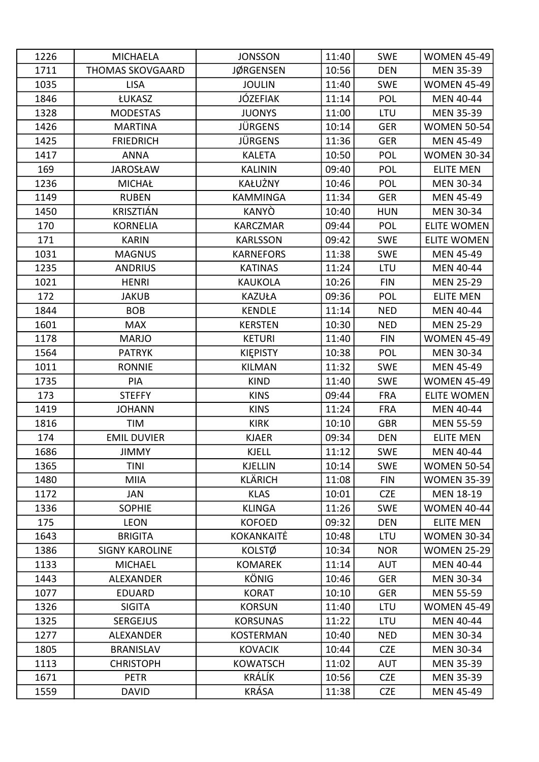| 1226 | MICHAELA | JONSSON | 11:40 | SWE | WOMEN 45-49 |
|---|---|---|---|---|---|
| 1711 | THOMAS SKOVGAARD | JØRGENSEN | 10:56 | DEN | MEN 35-39 |
| 1035 | LISA | JOULIN | 11:40 | SWE | WOMEN 45-49 |
| 1846 | ŁUKASZ | JÓZEFIAK | 11:14 | POL | MEN 40-44 |
| 1328 | MODESTAS | JUONYS | 11:00 | LTU | MEN 35-39 |
| 1426 | MARTINA | JÜRGENS | 10:14 | GER | WOMEN 50-54 |
| 1425 | FRIEDRICH | JÜRGENS | 11:36 | GER | MEN 45-49 |
| 1417 | ANNA | KALETA | 10:50 | POL | WOMEN 30-34 |
| 169 | JAROSŁAW | KALININ | 09:40 | POL | ELITE MEN |
| 1236 | MICHAŁ | KAŁUŻNY | 10:46 | POL | MEN 30-34 |
| 1149 | RUBEN | KAMMINGA | 11:34 | GER | MEN 45-49 |
| 1450 | KRISZTIÁN | KANYÒ | 10:40 | HUN | MEN 30-34 |
| 170 | KORNELIA | KARCZMAR | 09:44 | POL | ELITE WOMEN |
| 171 | KARIN | KARLSSON | 09:42 | SWE | ELITE WOMEN |
| 1031 | MAGNUS | KARNEFORS | 11:38 | SWE | MEN 45-49 |
| 1235 | ANDRIUS | KATINAS | 11:24 | LTU | MEN 40-44 |
| 1021 | HENRI | KAUKOLA | 10:26 | FIN | MEN 25-29 |
| 172 | JAKUB | KAZUŁA | 09:36 | POL | ELITE MEN |
| 1844 | BOB | KENDLE | 11:14 | NED | MEN 40-44 |
| 1601 | MAX | KERSTEN | 10:30 | NED | MEN 25-29 |
| 1178 | MARJO | KETURI | 11:40 | FIN | WOMEN 45-49 |
| 1564 | PATRYK | KIĘPISTY | 10:38 | POL | MEN 30-34 |
| 1011 | RONNIE | KILMAN | 11:32 | SWE | MEN 45-49 |
| 1735 | PIA | KIND | 11:40 | SWE | WOMEN 45-49 |
| 173 | STEFFY | KINS | 09:44 | FRA | ELITE WOMEN |
| 1419 | JOHANN | KINS | 11:24 | FRA | MEN 40-44 |
| 1816 | TIM | KIRK | 10:10 | GBR | MEN 55-59 |
| 174 | EMIL DUVIER | KJAER | 09:34 | DEN | ELITE MEN |
| 1686 | JIMMY | KJELL | 11:12 | SWE | MEN 40-44 |
| 1365 | TINI | KJELLIN | 10:14 | SWE | WOMEN 50-54 |
| 1480 | MIIA | KLÄRICH | 11:08 | FIN | WOMEN 35-39 |
| 1172 | JAN | KLAS | 10:01 | CZE | MEN 18-19 |
| 1336 | SOPHIE | KLINGA | 11:26 | SWE | WOMEN 40-44 |
| 175 | LEON | KOFOED | 09:32 | DEN | ELITE MEN |
| 1643 | BRIGITA | KOKANKAITĖ | 10:48 | LTU | WOMEN 30-34 |
| 1386 | SIGNY KAROLINE | KOLSTØ | 10:34 | NOR | WOMEN 25-29 |
| 1133 | MICHAEL | KOMAREK | 11:14 | AUT | MEN 40-44 |
| 1443 | ALEXANDER | KÖNIG | 10:46 | GER | MEN 30-34 |
| 1077 | EDUARD | KORAT | 10:10 | GER | MEN 55-59 |
| 1326 | SIGITA | KORSUN | 11:40 | LTU | WOMEN 45-49 |
| 1325 | SERGEJUS | KORSUNAS | 11:22 | LTU | MEN 40-44 |
| 1277 | ALEXANDER | KOSTERMAN | 10:40 | NED | MEN 30-34 |
| 1805 | BRANISLAV | KOVACIK | 10:44 | CZE | MEN 30-34 |
| 1113 | CHRISTOPH | KOWATSCH | 11:02 | AUT | MEN 35-39 |
| 1671 | PETR | KRÁLÍK | 10:56 | CZE | MEN 35-39 |
| 1559 | DAVID | KRÁSA | 11:38 | CZE | MEN 45-49 |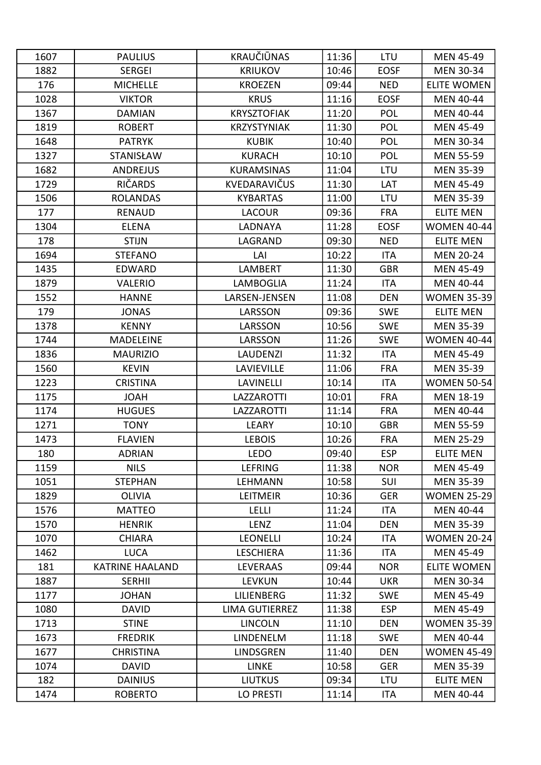| 1607 | PAULIUS | KRAUČIŪNAS | 11:36 | LTU | MEN 45-49 |
|---|---|---|---|---|---|
| 1882 | SERGEI | KRIUKOV | 10:46 | EOSF | MEN 30-34 |
| 176 | MICHELLE | KROEZEN | 09:44 | NED | ELITE WOMEN |
| 1028 | VIKTOR | KRUS | 11:16 | EOSF | MEN 40-44 |
| 1367 | DAMIAN | KRYSZTOFIAK | 11:20 | POL | MEN 40-44 |
| 1819 | ROBERT | KRZYSTYNIAK | 11:30 | POL | MEN 45-49 |
| 1648 | PATRYK | KUBIK | 10:40 | POL | MEN 30-34 |
| 1327 | STANISŁAW | KURACH | 10:10 | POL | MEN 55-59 |
| 1682 | ANDREJUS | KURAMSINAS | 11:04 | LTU | MEN 35-39 |
| 1729 | RIČARDS | KVEDARAVIČUS | 11:30 | LAT | MEN 45-49 |
| 1506 | ROLANDAS | KYBARTAS | 11:00 | LTU | MEN 35-39 |
| 177 | RENAUD | LACOUR | 09:36 | FRA | ELITE MEN |
| 1304 | ELENA | LADNAYA | 11:28 | EOSF | WOMEN 40-44 |
| 178 | STIJN | LAGRAND | 09:30 | NED | ELITE MEN |
| 1694 | STEFANO | LAI | 10:22 | ITA | MEN 20-24 |
| 1435 | EDWARD | LAMBERT | 11:30 | GBR | MEN 45-49 |
| 1879 | VALERIO | LAMBOGLIA | 11:24 | ITA | MEN 40-44 |
| 1552 | HANNE | LARSEN-JENSEN | 11:08 | DEN | WOMEN 35-39 |
| 179 | JONAS | LARSSON | 09:36 | SWE | ELITE MEN |
| 1378 | KENNY | LARSSON | 10:56 | SWE | MEN 35-39 |
| 1744 | MADELEINE | LARSSON | 11:26 | SWE | WOMEN 40-44 |
| 1836 | MAURIZIO | LAUDENZI | 11:32 | ITA | MEN 45-49 |
| 1560 | KEVIN | LAVIEVILLE | 11:06 | FRA | MEN 35-39 |
| 1223 | CRISTINA | LAVINELLI | 10:14 | ITA | WOMEN 50-54 |
| 1175 | JOAH | LAZZAROTTI | 10:01 | FRA | MEN 18-19 |
| 1174 | HUGUES | LAZZAROTTI | 11:14 | FRA | MEN 40-44 |
| 1271 | TONY | LEARY | 10:10 | GBR | MEN 55-59 |
| 1473 | FLAVIEN | LEBOIS | 10:26 | FRA | MEN 25-29 |
| 180 | ADRIAN | LEDO | 09:40 | ESP | ELITE MEN |
| 1159 | NILS | LEFRING | 11:38 | NOR | MEN 45-49 |
| 1051 | STEPHAN | LEHMANN | 10:58 | SUI | MEN 35-39 |
| 1829 | OLIVIA | LEITMEIR | 10:36 | GER | WOMEN 25-29 |
| 1576 | MATTEO | LELLI | 11:24 | ITA | MEN 40-44 |
| 1570 | HENRIK | LENZ | 11:04 | DEN | MEN 35-39 |
| 1070 | CHIARA | LEONELLI | 10:24 | ITA | WOMEN 20-24 |
| 1462 | LUCA | LESCHIERA | 11:36 | ITA | MEN 45-49 |
| 181 | KATRINE HAALAND | LEVERAAS | 09:44 | NOR | ELITE WOMEN |
| 1887 | SERHII | LEVKUN | 10:44 | UKR | MEN 30-34 |
| 1177 | JOHAN | LILIENBERG | 11:32 | SWE | MEN 45-49 |
| 1080 | DAVID | LIMA GUTIERREZ | 11:38 | ESP | MEN 45-49 |
| 1713 | STINE | LINCOLN | 11:10 | DEN | WOMEN 35-39 |
| 1673 | FREDRIK | LINDENELM | 11:18 | SWE | MEN 40-44 |
| 1677 | CHRISTINA | LINDSGREN | 11:40 | DEN | WOMEN 45-49 |
| 1074 | DAVID | LINKE | 10:58 | GER | MEN 35-39 |
| 182 | DAINIUS | LIUTKUS | 09:34 | LTU | ELITE MEN |
| 1474 | ROBERTO | LO PRESTI | 11:14 | ITA | MEN 40-44 |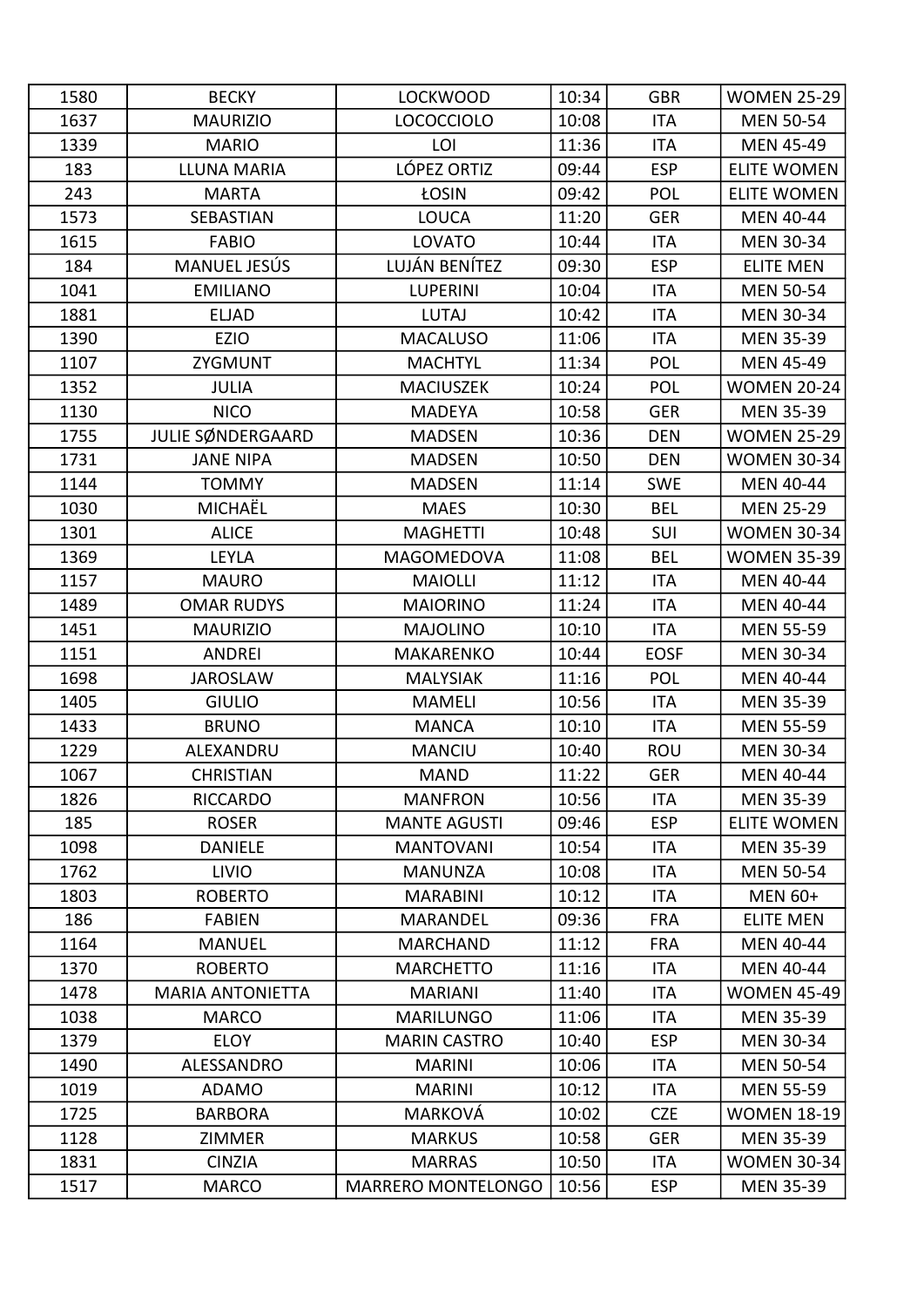| 1580 | BECKY | LOCKWOOD | 10:34 | GBR | WOMEN 25-29 |
|---|---|---|---|---|---|
| 1637 | MAURIZIO | LOCOCCIOLO | 10:08 | ITA | MEN 50-54 |
| 1339 | MARIO | LOI | 11:36 | ITA | MEN 45-49 |
| 183 | LLUNA MARIA | LÓPEZ ORTIZ | 09:44 | ESP | ELITE WOMEN |
| 243 | MARTA | ŁOSIN | 09:42 | POL | ELITE WOMEN |
| 1573 | SEBASTIAN | LOUCA | 11:20 | GER | MEN 40-44 |
| 1615 | FABIO | LOVATO | 10:44 | ITA | MEN 30-34 |
| 184 | MANUEL JESÚS | LUJÁN BENÍTEZ | 09:30 | ESP | ELITE MEN |
| 1041 | EMILIANO | LUPERINI | 10:04 | ITA | MEN 50-54 |
| 1881 | ELJAD | LUTAJ | 10:42 | ITA | MEN 30-34 |
| 1390 | EZIO | MACALUSO | 11:06 | ITA | MEN 35-39 |
| 1107 | ZYGMUNT | MACHTYL | 11:34 | POL | MEN 45-49 |
| 1352 | JULIA | MACIUSZEK | 10:24 | POL | WOMEN 20-24 |
| 1130 | NICO | MADEYA | 10:58 | GER | MEN 35-39 |
| 1755 | JULIE SØNDERGAARD | MADSEN | 10:36 | DEN | WOMEN 25-29 |
| 1731 | JANE NIPA | MADSEN | 10:50 | DEN | WOMEN 30-34 |
| 1144 | TOMMY | MADSEN | 11:14 | SWE | MEN 40-44 |
| 1030 | MICHAËL | MAES | 10:30 | BEL | MEN 25-29 |
| 1301 | ALICE | MAGHETTI | 10:48 | SUI | WOMEN 30-34 |
| 1369 | LEYLA | MAGOMEDOVA | 11:08 | BEL | WOMEN 35-39 |
| 1157 | MAURO | MAIOLLI | 11:12 | ITA | MEN 40-44 |
| 1489 | OMAR RUDYS | MAIORINO | 11:24 | ITA | MEN 40-44 |
| 1451 | MAURIZIO | MAJOLINO | 10:10 | ITA | MEN 55-59 |
| 1151 | ANDREI | MAKARENKO | 10:44 | EOSF | MEN 30-34 |
| 1698 | JAROSLAW | MALYSIAK | 11:16 | POL | MEN 40-44 |
| 1405 | GIULIO | MAMELI | 10:56 | ITA | MEN 35-39 |
| 1433 | BRUNO | MANCA | 10:10 | ITA | MEN 55-59 |
| 1229 | ALEXANDRU | MANCIU | 10:40 | ROU | MEN 30-34 |
| 1067 | CHRISTIAN | MAND | 11:22 | GER | MEN 40-44 |
| 1826 | RICCARDO | MANFRON | 10:56 | ITA | MEN 35-39 |
| 185 | ROSER | MANTE AGUSTI | 09:46 | ESP | ELITE WOMEN |
| 1098 | DANIELE | MANTOVANI | 10:54 | ITA | MEN 35-39 |
| 1762 | LIVIO | MANUNZA | 10:08 | ITA | MEN 50-54 |
| 1803 | ROBERTO | MARABINI | 10:12 | ITA | MEN 60+ |
| 186 | FABIEN | MARANDEL | 09:36 | FRA | ELITE MEN |
| 1164 | MANUEL | MARCHAND | 11:12 | FRA | MEN 40-44 |
| 1370 | ROBERTO | MARCHETTO | 11:16 | ITA | MEN 40-44 |
| 1478 | MARIA ANTONIETTA | MARIANI | 11:40 | ITA | WOMEN 45-49 |
| 1038 | MARCO | MARILUNGO | 11:06 | ITA | MEN 35-39 |
| 1379 | ELOY | MARIN CASTRO | 10:40 | ESP | MEN 30-34 |
| 1490 | ALESSANDRO | MARINI | 10:06 | ITA | MEN 50-54 |
| 1019 | ADAMO | MARINI | 10:12 | ITA | MEN 55-59 |
| 1725 | BARBORA | MARKOVÁ | 10:02 | CZE | WOMEN 18-19 |
| 1128 | ZIMMER | MARKUS | 10:58 | GER | MEN 35-39 |
| 1831 | CINZIA | MARRAS | 10:50 | ITA | WOMEN 30-34 |
| 1517 | MARCO | MARRERO MONTELONGO | 10:56 | ESP | MEN 35-39 |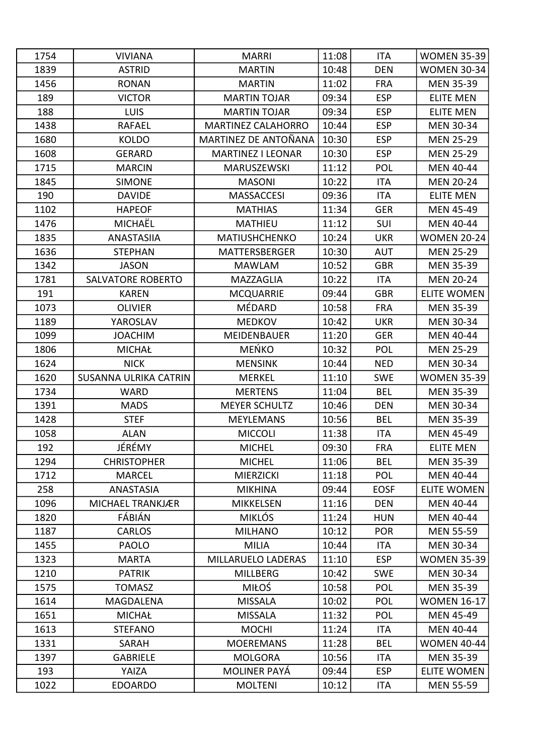| 1754 | VIVIANA | MARRI | 11:08 | ITA | WOMEN 35-39 |
|---|---|---|---|---|---|
| 1839 | ASTRID | MARTIN | 10:48 | DEN | WOMEN 30-34 |
| 1456 | RONAN | MARTIN | 11:02 | FRA | MEN 35-39 |
| 189 | VICTOR | MARTIN TOJAR | 09:34 | ESP | ELITE MEN |
| 188 | LUIS | MARTIN TOJAR | 09:34 | ESP | ELITE MEN |
| 1438 | RAFAEL | MARTINEZ CALAHORRO | 10:44 | ESP | MEN 30-34 |
| 1680 | KOLDO | MARTINEZ DE ANTOÑANA | 10:30 | ESP | MEN 25-29 |
| 1608 | GERARD | MARTINEZ I LEONAR | 10:30 | ESP | MEN 25-29 |
| 1715 | MARCIN | MARUSZEWSKI | 11:12 | POL | MEN 40-44 |
| 1845 | SIMONE | MASONI | 10:22 | ITA | MEN 20-24 |
| 190 | DAVIDE | MASSACCESI | 09:36 | ITA | ELITE MEN |
| 1102 | HAPEOF | MATHIAS | 11:34 | GER | MEN 45-49 |
| 1476 | MICHAËL | MATHIEU | 11:12 | SUI | MEN 40-44 |
| 1835 | ANASTASIIA | MATIUSHCHENKO | 10:24 | UKR | WOMEN 20-24 |
| 1636 | STEPHAN | MATTERSBERGER | 10:30 | AUT | MEN 25-29 |
| 1342 | JASON | MAWLAM | 10:52 | GBR | MEN 35-39 |
| 1781 | SALVATORE ROBERTO | MAZZAGLIA | 10:22 | ITA | MEN 20-24 |
| 191 | KAREN | MCQUARRIE | 09:44 | GBR | ELITE WOMEN |
| 1073 | OLIVIER | MÉDARD | 10:58 | FRA | MEN 35-39 |
| 1189 | YAROSLAV | MEDKOV | 10:42 | UKR | MEN 30-34 |
| 1099 | JOACHIM | MEIDENBAUER | 11:20 | GER | MEN 40-44 |
| 1806 | MICHAŁ | MEŃKO | 10:32 | POL | MEN 25-29 |
| 1624 | NICK | MENSINK | 10:44 | NED | MEN 30-34 |
| 1620 | SUSANNA ULRIKA CATRIN | MERKEL | 11:10 | SWE | WOMEN 35-39 |
| 1734 | WARD | MERTENS | 11:04 | BEL | MEN 35-39 |
| 1391 | MADS | MEYER SCHULTZ | 10:46 | DEN | MEN 30-34 |
| 1428 | STEF | MEYLEMANS | 10:56 | BEL | MEN 35-39 |
| 1058 | ALAN | MICCOLI | 11:38 | ITA | MEN 45-49 |
| 192 | JÉRÉMY | MICHEL | 09:30 | FRA | ELITE MEN |
| 1294 | CHRISTOPHER | MICHEL | 11:06 | BEL | MEN 35-39 |
| 1712 | MARCEL | MIERZICKI | 11:18 | POL | MEN 40-44 |
| 258 | ANASTASIA | MIKHINA | 09:44 | EOSF | ELITE WOMEN |
| 1096 | MICHAEL TRANKJÆR | MIKKELSEN | 11:16 | DEN | MEN 40-44 |
| 1820 | FÁBIÁN | MIKLÓS | 11:24 | HUN | MEN 40-44 |
| 1187 | CARLOS | MILHANO | 10:12 | POR | MEN 55-59 |
| 1455 | PAOLO | MILIA | 10:44 | ITA | MEN 30-34 |
| 1323 | MARTA | MILLARUELO LADERAS | 11:10 | ESP | WOMEN 35-39 |
| 1210 | PATRIK | MILLBERG | 10:42 | SWE | MEN 30-34 |
| 1575 | TOMASZ | MIŁOŚ | 10:58 | POL | MEN 35-39 |
| 1614 | MAGDALENA | MISSALA | 10:02 | POL | WOMEN 16-17 |
| 1651 | MICHAŁ | MISSALA | 11:32 | POL | MEN 45-49 |
| 1613 | STEFANO | MOCHI | 11:24 | ITA | MEN 40-44 |
| 1331 | SARAH | MOEREMANS | 11:28 | BEL | WOMEN 40-44 |
| 1397 | GABRIELE | MOLGORA | 10:56 | ITA | MEN 35-39 |
| 193 | YAIZA | MOLINER PAYÁ | 09:44 | ESP | ELITE WOMEN |
| 1022 | EDOARDO | MOLTENI | 10:12 | ITA | MEN 55-59 |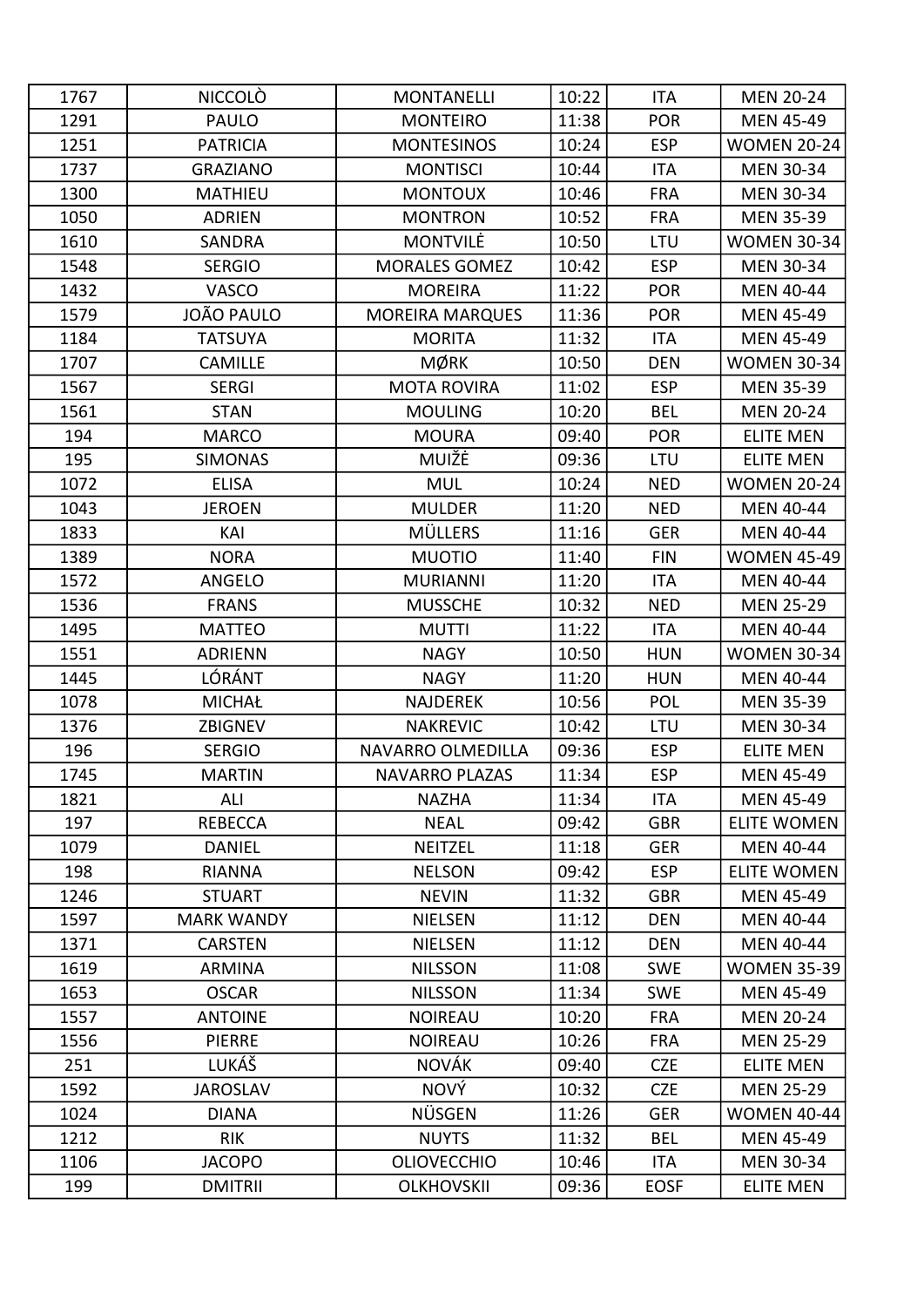| 1767 | NICCOLÒ | MONTANELLI | 10:22 | ITA | MEN 20-24 |
|---|---|---|---|---|---|
| 1291 | PAULO | MONTEIRO | 11:38 | POR | MEN 45-49 |
| 1251 | PATRICIA | MONTESINOS | 10:24 | ESP | WOMEN 20-24 |
| 1737 | GRAZIANO | MONTISCI | 10:44 | ITA | MEN 30-34 |
| 1300 | MATHIEU | MONTOUX | 10:46 | FRA | MEN 30-34 |
| 1050 | ADRIEN | MONTRON | 10:52 | FRA | MEN 35-39 |
| 1610 | SANDRA | MONTVILĖ | 10:50 | LTU | WOMEN 30-34 |
| 1548 | SERGIO | MORALES GOMEZ | 10:42 | ESP | MEN 30-34 |
| 1432 | VASCO | MOREIRA | 11:22 | POR | MEN 40-44 |
| 1579 | JOÃO PAULO | MOREIRA MARQUES | 11:36 | POR | MEN 45-49 |
| 1184 | TATSUYA | MORITA | 11:32 | ITA | MEN 45-49 |
| 1707 | CAMILLE | MØRK | 10:50 | DEN | WOMEN 30-34 |
| 1567 | SERGI | MOTA ROVIRA | 11:02 | ESP | MEN 35-39 |
| 1561 | STAN | MOULING | 10:20 | BEL | MEN 20-24 |
| 194 | MARCO | MOURA | 09:40 | POR | ELITE MEN |
| 195 | SIMONAS | MUIŽĖ | 09:36 | LTU | ELITE MEN |
| 1072 | ELISA | MUL | 10:24 | NED | WOMEN 20-24 |
| 1043 | JEROEN | MULDER | 11:20 | NED | MEN 40-44 |
| 1833 | KAI | MÜLLERS | 11:16 | GER | MEN 40-44 |
| 1389 | NORA | MUOTIO | 11:40 | FIN | WOMEN 45-49 |
| 1572 | ANGELO | MURIANNI | 11:20 | ITA | MEN 40-44 |
| 1536 | FRANS | MUSSCHE | 10:32 | NED | MEN 25-29 |
| 1495 | MATTEO | MUTTI | 11:22 | ITA | MEN 40-44 |
| 1551 | ADRIENN | NAGY | 10:50 | HUN | WOMEN 30-34 |
| 1445 | LÓRÁNT | NAGY | 11:20 | HUN | MEN 40-44 |
| 1078 | MICHAŁ | NAJDEREK | 10:56 | POL | MEN 35-39 |
| 1376 | ZBIGNEV | NAKREVIC | 10:42 | LTU | MEN 30-34 |
| 196 | SERGIO | NAVARRO OLMEDILLA | 09:36 | ESP | ELITE MEN |
| 1745 | MARTIN | NAVARRO PLAZAS | 11:34 | ESP | MEN 45-49 |
| 1821 | ALI | NAZHA | 11:34 | ITA | MEN 45-49 |
| 197 | REBECCA | NEAL | 09:42 | GBR | ELITE WOMEN |
| 1079 | DANIEL | NEITZEL | 11:18 | GER | MEN 40-44 |
| 198 | RIANNA | NELSON | 09:42 | ESP | ELITE WOMEN |
| 1246 | STUART | NEVIN | 11:32 | GBR | MEN 45-49 |
| 1597 | MARK WANDY | NIELSEN | 11:12 | DEN | MEN 40-44 |
| 1371 | CARSTEN | NIELSEN | 11:12 | DEN | MEN 40-44 |
| 1619 | ARMINA | NILSSON | 11:08 | SWE | WOMEN 35-39 |
| 1653 | OSCAR | NILSSON | 11:34 | SWE | MEN 45-49 |
| 1557 | ANTOINE | NOIREAU | 10:20 | FRA | MEN 20-24 |
| 1556 | PIERRE | NOIREAU | 10:26 | FRA | MEN 25-29 |
| 251 | LUKÁŠ | NOVÁK | 09:40 | CZE | ELITE MEN |
| 1592 | JAROSLAV | NOVÝ | 10:32 | CZE | MEN 25-29 |
| 1024 | DIANA | NÜSGEN | 11:26 | GER | WOMEN 40-44 |
| 1212 | RIK | NUYTS | 11:32 | BEL | MEN 45-49 |
| 1106 | JACOPO | OLIOVECCHIO | 10:46 | ITA | MEN 30-34 |
| 199 | DMITRII | OLKHOVSKII | 09:36 | EOSF | ELITE MEN |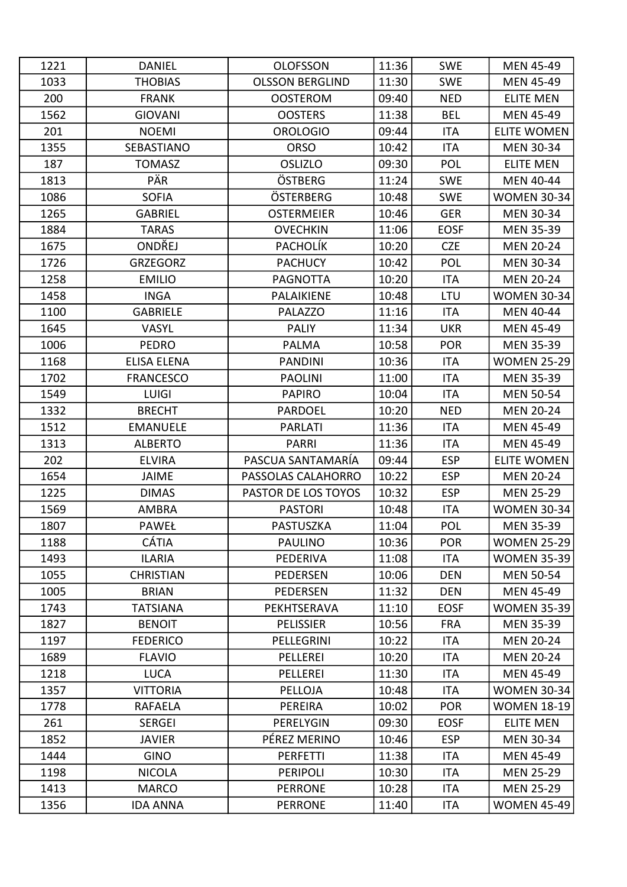| 1221 | DANIEL | OLOFSSON | 11:36 | SWE | MEN 45-49 |
|---|---|---|---|---|---|
| 1033 | THOBIAS | OLSSON BERGLIND | 11:30 | SWE | MEN 45-49 |
| 200 | FRANK | OOSTEROM | 09:40 | NED | ELITE MEN |
| 1562 | GIOVANI | OOSTERS | 11:38 | BEL | MEN 45-49 |
| 201 | NOEMI | OROLOGIO | 09:44 | ITA | ELITE WOMEN |
| 1355 | SEBASTIANO | ORSO | 10:42 | ITA | MEN 30-34 |
| 187 | TOMASZ | OSLIZLO | 09:30 | POL | ELITE MEN |
| 1813 | PÄR | ÖSTBERG | 11:24 | SWE | MEN 40-44 |
| 1086 | SOFIA | ÖSTERBERG | 10:48 | SWE | WOMEN 30-34 |
| 1265 | GABRIEL | OSTERMEIER | 10:46 | GER | MEN 30-34 |
| 1884 | TARAS | OVECHKIN | 11:06 | EOSF | MEN 35-39 |
| 1675 | ONDŘEJ | PACHOLÍK | 10:20 | CZE | MEN 20-24 |
| 1726 | GRZEGORZ | PACHUCY | 10:42 | POL | MEN 30-34 |
| 1258 | EMILIO | PAGNOTTA | 10:20 | ITA | MEN 20-24 |
| 1458 | INGA | PALAIKIENE | 10:48 | LTU | WOMEN 30-34 |
| 1100 | GABRIELE | PALAZZO | 11:16 | ITA | MEN 40-44 |
| 1645 | VASYL | PALIY | 11:34 | UKR | MEN 45-49 |
| 1006 | PEDRO | PALMA | 10:58 | POR | MEN 35-39 |
| 1168 | ELISA ELENA | PANDINI | 10:36 | ITA | WOMEN 25-29 |
| 1702 | FRANCESCO | PAOLINI | 11:00 | ITA | MEN 35-39 |
| 1549 | LUIGI | PAPIRO | 10:04 | ITA | MEN 50-54 |
| 1332 | BRECHT | PARDOEL | 10:20 | NED | MEN 20-24 |
| 1512 | EMANUELE | PARLATI | 11:36 | ITA | MEN 45-49 |
| 1313 | ALBERTO | PARRI | 11:36 | ITA | MEN 45-49 |
| 202 | ELVIRA | PASCUA SANTAMARÍA | 09:44 | ESP | ELITE WOMEN |
| 1654 | JAIME | PASSOLAS CALAHORRO | 10:22 | ESP | MEN 20-24 |
| 1225 | DIMAS | PASTOR DE LOS TOYOS | 10:32 | ESP | MEN 25-29 |
| 1569 | AMBRA | PASTORI | 10:48 | ITA | WOMEN 30-34 |
| 1807 | PAWEŁ | PASTUSZKA | 11:04 | POL | MEN 35-39 |
| 1188 | CÁTIA | PAULINO | 10:36 | POR | WOMEN 25-29 |
| 1493 | ILARIA | PEDERIVA | 11:08 | ITA | WOMEN 35-39 |
| 1055 | CHRISTIAN | PEDERSEN | 10:06 | DEN | MEN 50-54 |
| 1005 | BRIAN | PEDERSEN | 11:32 | DEN | MEN 45-49 |
| 1743 | TATSIANA | PEKHTSERAVA | 11:10 | EOSF | WOMEN 35-39 |
| 1827 | BENOIT | PELISSIER | 10:56 | FRA | MEN 35-39 |
| 1197 | FEDERICO | PELLEGRINI | 10:22 | ITA | MEN 20-24 |
| 1689 | FLAVIO | PELLEREI | 10:20 | ITA | MEN 20-24 |
| 1218 | LUCA | PELLEREI | 11:30 | ITA | MEN 45-49 |
| 1357 | VITTORIA | PELLOJA | 10:48 | ITA | WOMEN 30-34 |
| 1778 | RAFAELA | PEREIRA | 10:02 | POR | WOMEN 18-19 |
| 261 | SERGEI | PERELYGIN | 09:30 | EOSF | ELITE MEN |
| 1852 | JAVIER | PÉREZ MERINO | 10:46 | ESP | MEN 30-34 |
| 1444 | GINO | PERFETTI | 11:38 | ITA | MEN 45-49 |
| 1198 | NICOLA | PERIPOLI | 10:30 | ITA | MEN 25-29 |
| 1413 | MARCO | PERRONE | 10:28 | ITA | MEN 25-29 |
| 1356 | IDA ANNA | PERRONE | 11:40 | ITA | WOMEN 45-49 |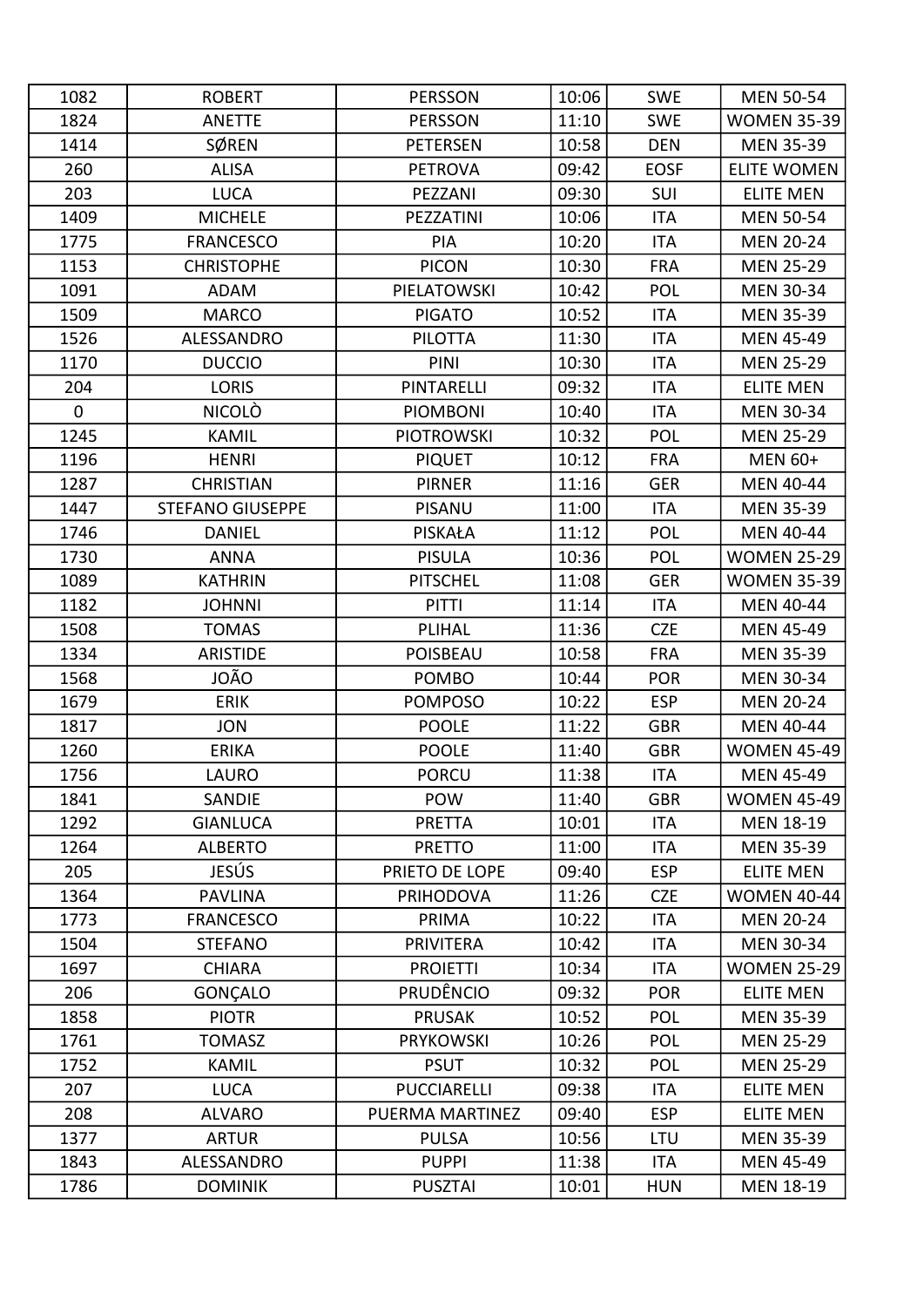| 1082 | ROBERT | PERSSON | 10:06 | SWE | MEN 50-54 |
|---|---|---|---|---|---|
| 1824 | ANETTE | PERSSON | 11:10 | SWE | WOMEN 35-39 |
| 1414 | SØREN | PETERSEN | 10:58 | DEN | MEN 35-39 |
| 260 | ALISA | PETROVA | 09:42 | EOSF | ELITE WOMEN |
| 203 | LUCA | PEZZANI | 09:30 | SUI | ELITE MEN |
| 1409 | MICHELE | PEZZATINI | 10:06 | ITA | MEN 50-54 |
| 1775 | FRANCESCO | PIA | 10:20 | ITA | MEN 20-24 |
| 1153 | CHRISTOPHE | PICON | 10:30 | FRA | MEN 25-29 |
| 1091 | ADAM | PIELATOWSKI | 10:42 | POL | MEN 30-34 |
| 1509 | MARCO | PIGATO | 10:52 | ITA | MEN 35-39 |
| 1526 | ALESSANDRO | PILOTTA | 11:30 | ITA | MEN 45-49 |
| 1170 | DUCCIO | PINI | 10:30 | ITA | MEN 25-29 |
| 204 | LORIS | PINTARELLI | 09:32 | ITA | ELITE MEN |
| 0 | NICOLÒ | PIOMBONI | 10:40 | ITA | MEN 30-34 |
| 1245 | KAMIL | PIOTROWSKI | 10:32 | POL | MEN 25-29 |
| 1196 | HENRI | PIQUET | 10:12 | FRA | MEN 60+ |
| 1287 | CHRISTIAN | PIRNER | 11:16 | GER | MEN 40-44 |
| 1447 | STEFANO GIUSEPPE | PISANU | 11:00 | ITA | MEN 35-39 |
| 1746 | DANIEL | PISKAŁA | 11:12 | POL | MEN 40-44 |
| 1730 | ANNA | PISULA | 10:36 | POL | WOMEN 25-29 |
| 1089 | KATHRIN | PITSCHEL | 11:08 | GER | WOMEN 35-39 |
| 1182 | JOHNNI | PITTI | 11:14 | ITA | MEN 40-44 |
| 1508 | TOMAS | PLIHAL | 11:36 | CZE | MEN 45-49 |
| 1334 | ARISTIDE | POISBEAU | 10:58 | FRA | MEN 35-39 |
| 1568 | JOÃO | POMBO | 10:44 | POR | MEN 30-34 |
| 1679 | ERIK | POMPOSO | 10:22 | ESP | MEN 20-24 |
| 1817 | JON | POOLE | 11:22 | GBR | MEN 40-44 |
| 1260 | ERIKA | POOLE | 11:40 | GBR | WOMEN 45-49 |
| 1756 | LAURO | PORCU | 11:38 | ITA | MEN 45-49 |
| 1841 | SANDIE | POW | 11:40 | GBR | WOMEN 45-49 |
| 1292 | GIANLUCA | PRETTA | 10:01 | ITA | MEN 18-19 |
| 1264 | ALBERTO | PRETTO | 11:00 | ITA | MEN 35-39 |
| 205 | JESÚS | PRIETO DE LOPE | 09:40 | ESP | ELITE MEN |
| 1364 | PAVLINA | PRIHODOVA | 11:26 | CZE | WOMEN 40-44 |
| 1773 | FRANCESCO | PRIMA | 10:22 | ITA | MEN 20-24 |
| 1504 | STEFANO | PRIVITERA | 10:42 | ITA | MEN 30-34 |
| 1697 | CHIARA | PROIETTI | 10:34 | ITA | WOMEN 25-29 |
| 206 | GONÇALO | PRUDÊNCIO | 09:32 | POR | ELITE MEN |
| 1858 | PIOTR | PRUSAK | 10:52 | POL | MEN 35-39 |
| 1761 | TOMASZ | PRYKOWSKI | 10:26 | POL | MEN 25-29 |
| 1752 | KAMIL | PSUT | 10:32 | POL | MEN 25-29 |
| 207 | LUCA | PUCCIARELLI | 09:38 | ITA | ELITE MEN |
| 208 | ALVARO | PUERMA MARTINEZ | 09:40 | ESP | ELITE MEN |
| 1377 | ARTUR | PULSA | 10:56 | LTU | MEN 35-39 |
| 1843 | ALESSANDRO | PUPPI | 11:38 | ITA | MEN 45-49 |
| 1786 | DOMINIK | PUSZTAI | 10:01 | HUN | MEN 18-19 |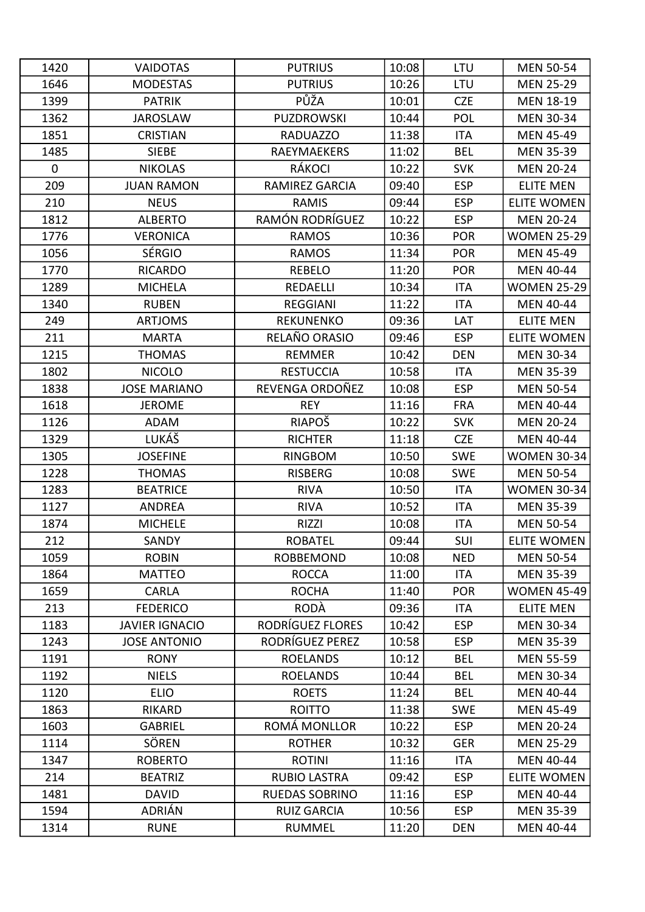| 1420 | VAIDOTAS | PUTRIUS | 10:08 | LTU | MEN 50-54 |
|---|---|---|---|---|---|
| 1646 | MODESTAS | PUTRIUS | 10:26 | LTU | MEN 25-29 |
| 1399 | PATRIK | PŮŽA | 10:01 | CZE | MEN 18-19 |
| 1362 | JAROSLAW | PUZDROWSKI | 10:44 | POL | MEN 30-34 |
| 1851 | CRISTIAN | RADUAZZO | 11:38 | ITA | MEN 45-49 |
| 1485 | SIEBE | RAEYMAEKERS | 11:02 | BEL | MEN 35-39 |
| 0 | NIKOLAS | RÁKOCI | 10:22 | SVK | MEN 20-24 |
| 209 | JUAN RAMON | RAMIREZ GARCIA | 09:40 | ESP | ELITE MEN |
| 210 | NEUS | RAMIS | 09:44 | ESP | ELITE WOMEN |
| 1812 | ALBERTO | RAMÓN RODRÍGUEZ | 10:22 | ESP | MEN 20-24 |
| 1776 | VERONICA | RAMOS | 10:36 | POR | WOMEN 25-29 |
| 1056 | SÉRGIO | RAMOS | 11:34 | POR | MEN 45-49 |
| 1770 | RICARDO | REBELO | 11:20 | POR | MEN 40-44 |
| 1289 | MICHELA | REDAELLI | 10:34 | ITA | WOMEN 25-29 |
| 1340 | RUBEN | REGGIANI | 11:22 | ITA | MEN 40-44 |
| 249 | ARTJOMS | REKUNENKO | 09:36 | LAT | ELITE MEN |
| 211 | MARTA | RELAÑO ORASIO | 09:46 | ESP | ELITE WOMEN |
| 1215 | THOMAS | REMMER | 10:42 | DEN | MEN 30-34 |
| 1802 | NICOLO | RESTUCCIA | 10:58 | ITA | MEN 35-39 |
| 1838 | JOSE MARIANO | REVENGA ORDOÑEZ | 10:08 | ESP | MEN 50-54 |
| 1618 | JEROME | REY | 11:16 | FRA | MEN 40-44 |
| 1126 | ADAM | RIAPOŠ | 10:22 | SVK | MEN 20-24 |
| 1329 | LUKÁŠ | RICHTER | 11:18 | CZE | MEN 40-44 |
| 1305 | JOSEFINE | RINGBOM | 10:50 | SWE | WOMEN 30-34 |
| 1228 | THOMAS | RISBERG | 10:08 | SWE | MEN 50-54 |
| 1283 | BEATRICE | RIVA | 10:50 | ITA | WOMEN 30-34 |
| 1127 | ANDREA | RIVA | 10:52 | ITA | MEN 35-39 |
| 1874 | MICHELE | RIZZI | 10:08 | ITA | MEN 50-54 |
| 212 | SANDY | ROBATEL | 09:44 | SUI | ELITE WOMEN |
| 1059 | ROBIN | ROBBEMOND | 10:08 | NED | MEN 50-54 |
| 1864 | MATTEO | ROCCA | 11:00 | ITA | MEN 35-39 |
| 1659 | CARLA | ROCHA | 11:40 | POR | WOMEN 45-49 |
| 213 | FEDERICO | RODÀ | 09:36 | ITA | ELITE MEN |
| 1183 | JAVIER IGNACIO | RODRÍGUEZ FLORES | 10:42 | ESP | MEN 30-34 |
| 1243 | JOSE ANTONIO | RODRÍGUEZ PEREZ | 10:58 | ESP | MEN 35-39 |
| 1191 | RONY | ROELANDS | 10:12 | BEL | MEN 55-59 |
| 1192 | NIELS | ROELANDS | 10:44 | BEL | MEN 30-34 |
| 1120 | ELIO | ROETS | 11:24 | BEL | MEN 40-44 |
| 1863 | RIKARD | ROITTO | 11:38 | SWE | MEN 45-49 |
| 1603 | GABRIEL | ROMÁ MONLLOR | 10:22 | ESP | MEN 20-24 |
| 1114 | SÖREN | ROTHER | 10:32 | GER | MEN 25-29 |
| 1347 | ROBERTO | ROTINI | 11:16 | ITA | MEN 40-44 |
| 214 | BEATRIZ | RUBIO LASTRA | 09:42 | ESP | ELITE WOMEN |
| 1481 | DAVID | RUEDAS SOBRINO | 11:16 | ESP | MEN 40-44 |
| 1594 | ADRIÁN | RUIZ GARCIA | 10:56 | ESP | MEN 35-39 |
| 1314 | RUNE | RUMMEL | 11:20 | DEN | MEN 40-44 |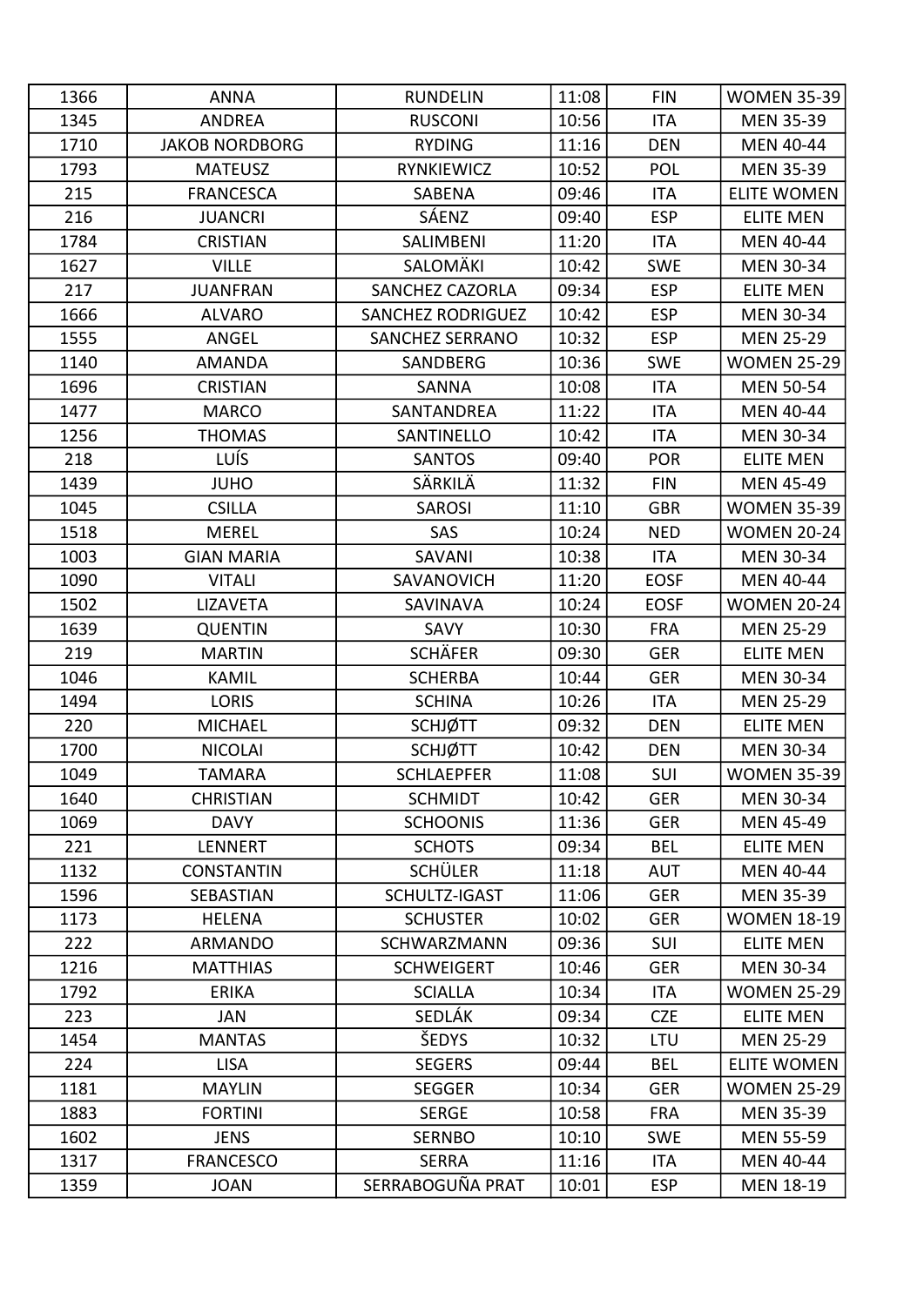| 1366 | ANNA | RUNDELIN | 11:08 | FIN | WOMEN 35-39 |
|---|---|---|---|---|---|
| 1345 | ANDREA | RUSCONI | 10:56 | ITA | MEN 35-39 |
| 1710 | JAKOB NORDBORG | RYDING | 11:16 | DEN | MEN 40-44 |
| 1793 | MATEUSZ | RYNKIEWICZ | 10:52 | POL | MEN 35-39 |
| 215 | FRANCESCA | SABENA | 09:46 | ITA | ELITE WOMEN |
| 216 | JUANCRI | SÁENZ | 09:40 | ESP | ELITE MEN |
| 1784 | CRISTIAN | SALIMBENI | 11:20 | ITA | MEN 40-44 |
| 1627 | VILLE | SALOMÄKI | 10:42 | SWE | MEN 30-34 |
| 217 | JUANFRAN | SANCHEZ CAZORLA | 09:34 | ESP | ELITE MEN |
| 1666 | ALVARO | SANCHEZ RODRIGUEZ | 10:42 | ESP | MEN 30-34 |
| 1555 | ANGEL | SANCHEZ SERRANO | 10:32 | ESP | MEN 25-29 |
| 1140 | AMANDA | SANDBERG | 10:36 | SWE | WOMEN 25-29 |
| 1696 | CRISTIAN | SANNA | 10:08 | ITA | MEN 50-54 |
| 1477 | MARCO | SANTANDREA | 11:22 | ITA | MEN 40-44 |
| 1256 | THOMAS | SANTINELLO | 10:42 | ITA | MEN 30-34 |
| 218 | LUÍS | SANTOS | 09:40 | POR | ELITE MEN |
| 1439 | JUHO | SÄRKILÄ | 11:32 | FIN | MEN 45-49 |
| 1045 | CSILLA | SAROSI | 11:10 | GBR | WOMEN 35-39 |
| 1518 | MEREL | SAS | 10:24 | NED | WOMEN 20-24 |
| 1003 | GIAN MARIA | SAVANI | 10:38 | ITA | MEN 30-34 |
| 1090 | VITALI | SAVANOVICH | 11:20 | EOSF | MEN 40-44 |
| 1502 | LIZAVETA | SAVINAVA | 10:24 | EOSF | WOMEN 20-24 |
| 1639 | QUENTIN | SAVY | 10:30 | FRA | MEN 25-29 |
| 219 | MARTIN | SCHÄFER | 09:30 | GER | ELITE MEN |
| 1046 | KAMIL | SCHERBA | 10:44 | GER | MEN 30-34 |
| 1494 | LORIS | SCHINA | 10:26 | ITA | MEN 25-29 |
| 220 | MICHAEL | SCHJØTT | 09:32 | DEN | ELITE MEN |
| 1700 | NICOLAI | SCHJØTT | 10:42 | DEN | MEN 30-34 |
| 1049 | TAMARA | SCHLAEPFER | 11:08 | SUI | WOMEN 35-39 |
| 1640 | CHRISTIAN | SCHMIDT | 10:42 | GER | MEN 30-34 |
| 1069 | DAVY | SCHOONIS | 11:36 | GER | MEN 45-49 |
| 221 | LENNERT | SCHOTS | 09:34 | BEL | ELITE MEN |
| 1132 | CONSTANTIN | SCHÜLER | 11:18 | AUT | MEN 40-44 |
| 1596 | SEBASTIAN | SCHULTZ-IGAST | 11:06 | GER | MEN 35-39 |
| 1173 | HELENA | SCHUSTER | 10:02 | GER | WOMEN 18-19 |
| 222 | ARMANDO | SCHWARZMANN | 09:36 | SUI | ELITE MEN |
| 1216 | MATTHIAS | SCHWEIGERT | 10:46 | GER | MEN 30-34 |
| 1792 | ERIKA | SCIALLA | 10:34 | ITA | WOMEN 25-29 |
| 223 | JAN | SEDLÁK | 09:34 | CZE | ELITE MEN |
| 1454 | MANTAS | ŠEDYS | 10:32 | LTU | MEN 25-29 |
| 224 | LISA | SEGERS | 09:44 | BEL | ELITE WOMEN |
| 1181 | MAYLIN | SEGGER | 10:34 | GER | WOMEN 25-29 |
| 1883 | FORTINI | SERGE | 10:58 | FRA | MEN 35-39 |
| 1602 | JENS | SERNBO | 10:10 | SWE | MEN 55-59 |
| 1317 | FRANCESCO | SERRA | 11:16 | ITA | MEN 40-44 |
| 1359 | JOAN | SERRABOGUÑA PRAT | 10:01 | ESP | MEN 18-19 |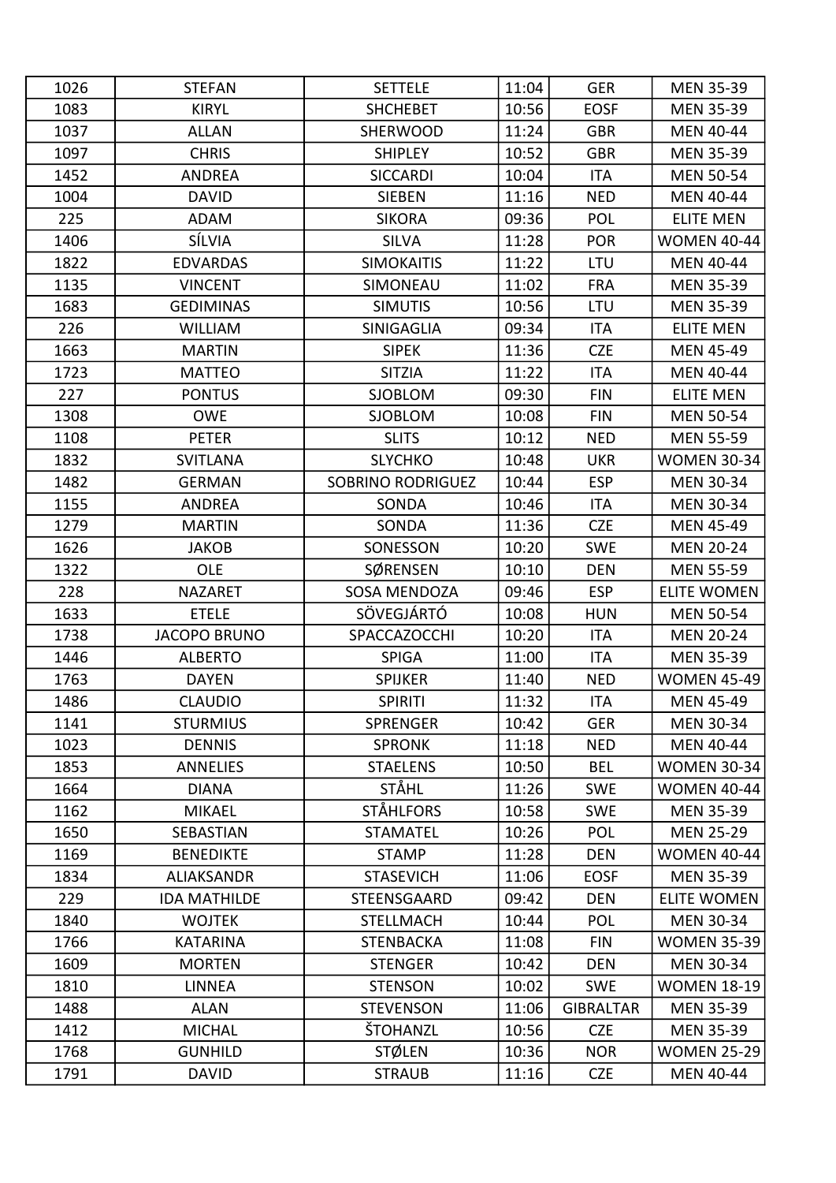| 1026 | STEFAN | SETTELE | 11:04 | GER | MEN 35-39 |
|---|---|---|---|---|---|
| 1083 | KIRYL | SHCHEBET | 10:56 | EOSF | MEN 35-39 |
| 1037 | ALLAN | SHERWOOD | 11:24 | GBR | MEN 40-44 |
| 1097 | CHRIS | SHIPLEY | 10:52 | GBR | MEN 35-39 |
| 1452 | ANDREA | SICCARDI | 10:04 | ITA | MEN 50-54 |
| 1004 | DAVID | SIEBEN | 11:16 | NED | MEN 40-44 |
| 225 | ADAM | SIKORA | 09:36 | POL | ELITE MEN |
| 1406 | SÍLVIA | SILVA | 11:28 | POR | WOMEN 40-44 |
| 1822 | EDVARDAS | SIMOKAITIS | 11:22 | LTU | MEN 40-44 |
| 1135 | VINCENT | SIMONEAU | 11:02 | FRA | MEN 35-39 |
| 1683 | GEDIMINAS | SIMUTIS | 10:56 | LTU | MEN 35-39 |
| 226 | WILLIAM | SINIGAGLIA | 09:34 | ITA | ELITE MEN |
| 1663 | MARTIN | SIPEK | 11:36 | CZE | MEN 45-49 |
| 1723 | MATTEO | SITZIA | 11:22 | ITA | MEN 40-44 |
| 227 | PONTUS | SJOBLOM | 09:30 | FIN | ELITE MEN |
| 1308 | OWE | SJOBLOM | 10:08 | FIN | MEN 50-54 |
| 1108 | PETER | SLITS | 10:12 | NED | MEN 55-59 |
| 1832 | SVITLANA | SLYCHKO | 10:48 | UKR | WOMEN 30-34 |
| 1482 | GERMAN | SOBRINO RODRIGUEZ | 10:44 | ESP | MEN 30-34 |
| 1155 | ANDREA | SONDA | 10:46 | ITA | MEN 30-34 |
| 1279 | MARTIN | SONDA | 11:36 | CZE | MEN 45-49 |
| 1626 | JAKOB | SONESSON | 10:20 | SWE | MEN 20-24 |
| 1322 | OLE | SØRENSEN | 10:10 | DEN | MEN 55-59 |
| 228 | NAZARET | SOSA MENDOZA | 09:46 | ESP | ELITE WOMEN |
| 1633 | ETELE | SÖVEGJÁRTÓ | 10:08 | HUN | MEN 50-54 |
| 1738 | JACOPO BRUNO | SPACCAZOCCHI | 10:20 | ITA | MEN 20-24 |
| 1446 | ALBERTO | SPIGA | 11:00 | ITA | MEN 35-39 |
| 1763 | DAYEN | SPIJKER | 11:40 | NED | WOMEN 45-49 |
| 1486 | CLAUDIO | SPIRITI | 11:32 | ITA | MEN 45-49 |
| 1141 | STURMIUS | SPRENGER | 10:42 | GER | MEN 30-34 |
| 1023 | DENNIS | SPRONK | 11:18 | NED | MEN 40-44 |
| 1853 | ANNELIES | STAELENS | 10:50 | BEL | WOMEN 30-34 |
| 1664 | DIANA | STÅHL | 11:26 | SWE | WOMEN 40-44 |
| 1162 | MIKAEL | STÅHLFORS | 10:58 | SWE | MEN 35-39 |
| 1650 | SEBASTIAN | STAMATEL | 10:26 | POL | MEN 25-29 |
| 1169 | BENEDIKTE | STAMP | 11:28 | DEN | WOMEN 40-44 |
| 1834 | ALIAKSANDR | STASEVICH | 11:06 | EOSF | MEN 35-39 |
| 229 | IDA MATHILDE | STEENSGAARD | 09:42 | DEN | ELITE WOMEN |
| 1840 | WOJTEK | STELLMACH | 10:44 | POL | MEN 30-34 |
| 1766 | KATARINA | STENBACKA | 11:08 | FIN | WOMEN 35-39 |
| 1609 | MORTEN | STENGER | 10:42 | DEN | MEN 30-34 |
| 1810 | LINNEA | STENSON | 10:02 | SWE | WOMEN 18-19 |
| 1488 | ALAN | STEVENSON | 11:06 | GIBRALTAR | MEN 35-39 |
| 1412 | MICHAL | ŠTOHANZL | 10:56 | CZE | MEN 35-39 |
| 1768 | GUNHILD | STØLEN | 10:36 | NOR | WOMEN 25-29 |
| 1791 | DAVID | STRAUB | 11:16 | CZE | MEN 40-44 |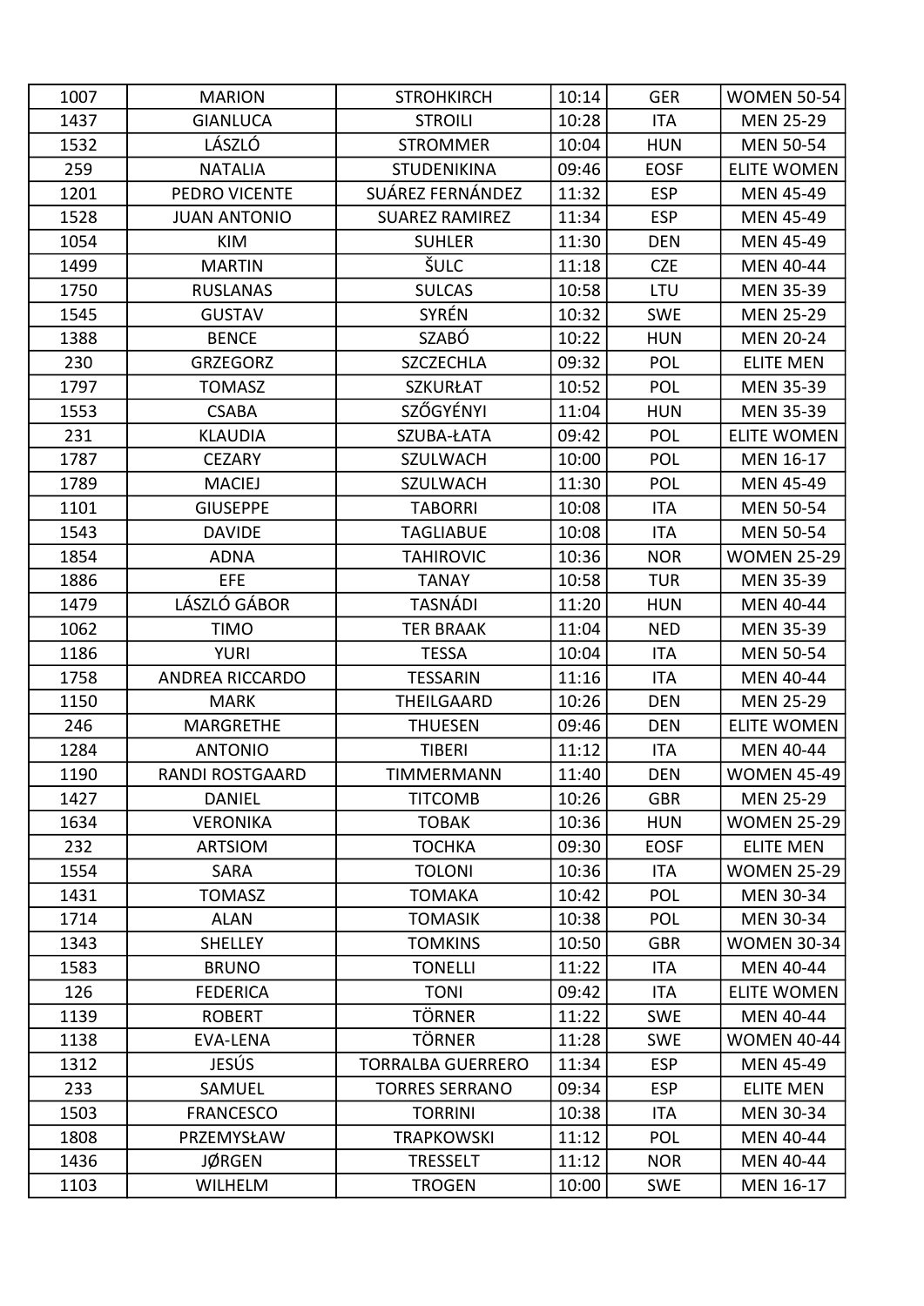| 1007 | MARION | STROHKIRCH | 10:14 | GER | WOMEN 50-54 |
|---|---|---|---|---|---|
| 1437 | GIANLUCA | STROILI | 10:28 | ITA | MEN 25-29 |
| 1532 | LÁSZLÓ | STROMMER | 10:04 | HUN | MEN 50-54 |
| 259 | NATALIA | STUDENIKINA | 09:46 | EOSF | ELITE WOMEN |
| 1201 | PEDRO VICENTE | SUÁREZ FERNÁNDEZ | 11:32 | ESP | MEN 45-49 |
| 1528 | JUAN ANTONIO | SUAREZ RAMIREZ | 11:34 | ESP | MEN 45-49 |
| 1054 | KIM | SUHLER | 11:30 | DEN | MEN 45-49 |
| 1499 | MARTIN | ŠULC | 11:18 | CZE | MEN 40-44 |
| 1750 | RUSLANAS | SULCAS | 10:58 | LTU | MEN 35-39 |
| 1545 | GUSTAV | SYRÉN | 10:32 | SWE | MEN 25-29 |
| 1388 | BENCE | SZABÓ | 10:22 | HUN | MEN 20-24 |
| 230 | GRZEGORZ | SZCZECHLA | 09:32 | POL | ELITE MEN |
| 1797 | TOMASZ | SZKURŁAT | 10:52 | POL | MEN 35-39 |
| 1553 | CSABA | SZŐGYÉNYI | 11:04 | HUN | MEN 35-39 |
| 231 | KLAUDIA | SZUBA-ŁATA | 09:42 | POL | ELITE WOMEN |
| 1787 | CEZARY | SZULWACH | 10:00 | POL | MEN 16-17 |
| 1789 | MACIEJ | SZULWACH | 11:30 | POL | MEN 45-49 |
| 1101 | GIUSEPPE | TABORRI | 10:08 | ITA | MEN 50-54 |
| 1543 | DAVIDE | TAGLIABUE | 10:08 | ITA | MEN 50-54 |
| 1854 | ADNA | TAHIROVIC | 10:36 | NOR | WOMEN 25-29 |
| 1886 | EFE | TANAY | 10:58 | TUR | MEN 35-39 |
| 1479 | LÁSZLÓ GÁBOR | TASNÁDI | 11:20 | HUN | MEN 40-44 |
| 1062 | TIMO | TER BRAAK | 11:04 | NED | MEN 35-39 |
| 1186 | YURI | TESSA | 10:04 | ITA | MEN 50-54 |
| 1758 | ANDREA RICCARDO | TESSARIN | 11:16 | ITA | MEN 40-44 |
| 1150 | MARK | THEILGAARD | 10:26 | DEN | MEN 25-29 |
| 246 | MARGRETHE | THUESEN | 09:46 | DEN | ELITE WOMEN |
| 1284 | ANTONIO | TIBERI | 11:12 | ITA | MEN 40-44 |
| 1190 | RANDI ROSTGAARD | TIMMERMANN | 11:40 | DEN | WOMEN 45-49 |
| 1427 | DANIEL | TITCOMB | 10:26 | GBR | MEN 25-29 |
| 1634 | VERONIKA | TOBAK | 10:36 | HUN | WOMEN 25-29 |
| 232 | ARTSIOM | TOCHKA | 09:30 | EOSF | ELITE MEN |
| 1554 | SARA | TOLONI | 10:36 | ITA | WOMEN 25-29 |
| 1431 | TOMASZ | TOMAKA | 10:42 | POL | MEN 30-34 |
| 1714 | ALAN | TOMASIK | 10:38 | POL | MEN 30-34 |
| 1343 | SHELLEY | TOMKINS | 10:50 | GBR | WOMEN 30-34 |
| 1583 | BRUNO | TONELLI | 11:22 | ITA | MEN 40-44 |
| 126 | FEDERICA | TONI | 09:42 | ITA | ELITE WOMEN |
| 1139 | ROBERT | TÖRNER | 11:22 | SWE | MEN 40-44 |
| 1138 | EVA-LENA | TÖRNER | 11:28 | SWE | WOMEN 40-44 |
| 1312 | JESÚS | TORRALBA GUERRERO | 11:34 | ESP | MEN 45-49 |
| 233 | SAMUEL | TORRES SERRANO | 09:34 | ESP | ELITE MEN |
| 1503 | FRANCESCO | TORRINI | 10:38 | ITA | MEN 30-34 |
| 1808 | PRZEMYSŁAW | TRAPKOWSKI | 11:12 | POL | MEN 40-44 |
| 1436 | JØRGEN | TRESSELT | 11:12 | NOR | MEN 40-44 |
| 1103 | WILHELM | TROGEN | 10:00 | SWE | MEN 16-17 |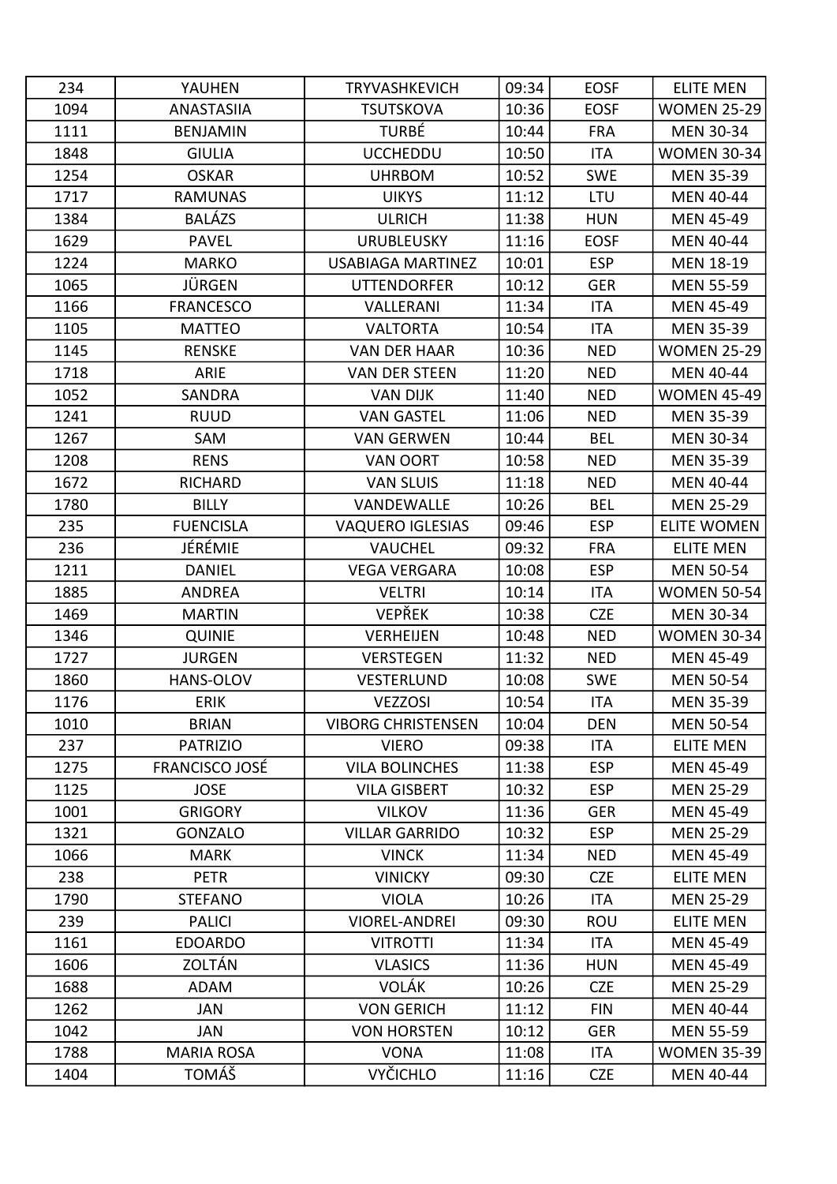| 234 | YAUHEN | TRYVASHKEVICH | 09:34 | EOSF | ELITE MEN |
|---|---|---|---|---|---|
| 1094 | ANASTASIIA | TSUTSKOVA | 10:36 | EOSF | WOMEN 25-29 |
| 1111 | BENJAMIN | TURBÉ | 10:44 | FRA | MEN 30-34 |
| 1848 | GIULIA | UCCHEDDU | 10:50 | ITA | WOMEN 30-34 |
| 1254 | OSKAR | UHRBOM | 10:52 | SWE | MEN 35-39 |
| 1717 | RAMUNAS | UIKYS | 11:12 | LTU | MEN 40-44 |
| 1384 | BALÁZS | ULRICH | 11:38 | HUN | MEN 45-49 |
| 1629 | PAVEL | URUBLEUSKY | 11:16 | EOSF | MEN 40-44 |
| 1224 | MARKO | USABIAGA MARTINEZ | 10:01 | ESP | MEN 18-19 |
| 1065 | JÜRGEN | UTTENDORFER | 10:12 | GER | MEN 55-59 |
| 1166 | FRANCESCO | VALLERANI | 11:34 | ITA | MEN 45-49 |
| 1105 | MATTEO | VALTORTA | 10:54 | ITA | MEN 35-39 |
| 1145 | RENSKE | VAN DER HAAR | 10:36 | NED | WOMEN 25-29 |
| 1718 | ARIE | VAN DER STEEN | 11:20 | NED | MEN 40-44 |
| 1052 | SANDRA | VAN DIJK | 11:40 | NED | WOMEN 45-49 |
| 1241 | RUUD | VAN GASTEL | 11:06 | NED | MEN 35-39 |
| 1267 | SAM | VAN GERWEN | 10:44 | BEL | MEN 30-34 |
| 1208 | RENS | VAN OORT | 10:58 | NED | MEN 35-39 |
| 1672 | RICHARD | VAN SLUIS | 11:18 | NED | MEN 40-44 |
| 1780 | BILLY | VANDEWALLE | 10:26 | BEL | MEN 25-29 |
| 235 | FUENCISLA | VAQUERO IGLESIAS | 09:46 | ESP | ELITE WOMEN |
| 236 | JÉRÉMIE | VAUCHEL | 09:32 | FRA | ELITE MEN |
| 1211 | DANIEL | VEGA VERGARA | 10:08 | ESP | MEN 50-54 |
| 1885 | ANDREA | VELTRI | 10:14 | ITA | WOMEN 50-54 |
| 1469 | MARTIN | VEPŘEK | 10:38 | CZE | MEN 30-34 |
| 1346 | QUINIE | VERHEIJEN | 10:48 | NED | WOMEN 30-34 |
| 1727 | JURGEN | VERSTEGEN | 11:32 | NED | MEN 45-49 |
| 1860 | HANS-OLOV | VESTERLUND | 10:08 | SWE | MEN 50-54 |
| 1176 | ERIK | VEZZOSI | 10:54 | ITA | MEN 35-39 |
| 1010 | BRIAN | VIBORG CHRISTENSEN | 10:04 | DEN | MEN 50-54 |
| 237 | PATRIZIO | VIERO | 09:38 | ITA | ELITE MEN |
| 1275 | FRANCISCO JOSÉ | VILA BOLINCHES | 11:38 | ESP | MEN 45-49 |
| 1125 | JOSE | VILA GISBERT | 10:32 | ESP | MEN 25-29 |
| 1001 | GRIGORY | VILKOV | 11:36 | GER | MEN 45-49 |
| 1321 | GONZALO | VILLAR GARRIDO | 10:32 | ESP | MEN 25-29 |
| 1066 | MARK | VINCK | 11:34 | NED | MEN 45-49 |
| 238 | PETR | VINICKY | 09:30 | CZE | ELITE MEN |
| 1790 | STEFANO | VIOLA | 10:26 | ITA | MEN 25-29 |
| 239 | PALICI | VIOREL-ANDREI | 09:30 | ROU | ELITE MEN |
| 1161 | EDOARDO | VITROTTI | 11:34 | ITA | MEN 45-49 |
| 1606 | ZOLTÁN | VLASICS | 11:36 | HUN | MEN 45-49 |
| 1688 | ADAM | VOLÁK | 10:26 | CZE | MEN 25-29 |
| 1262 | JAN | VON GERICH | 11:12 | FIN | MEN 40-44 |
| 1042 | JAN | VON HORSTEN | 10:12 | GER | MEN 55-59 |
| 1788 | MARIA ROSA | VONA | 11:08 | ITA | WOMEN 35-39 |
| 1404 | TOMÁŠ | VYČICHLO | 11:16 | CZE | MEN 40-44 |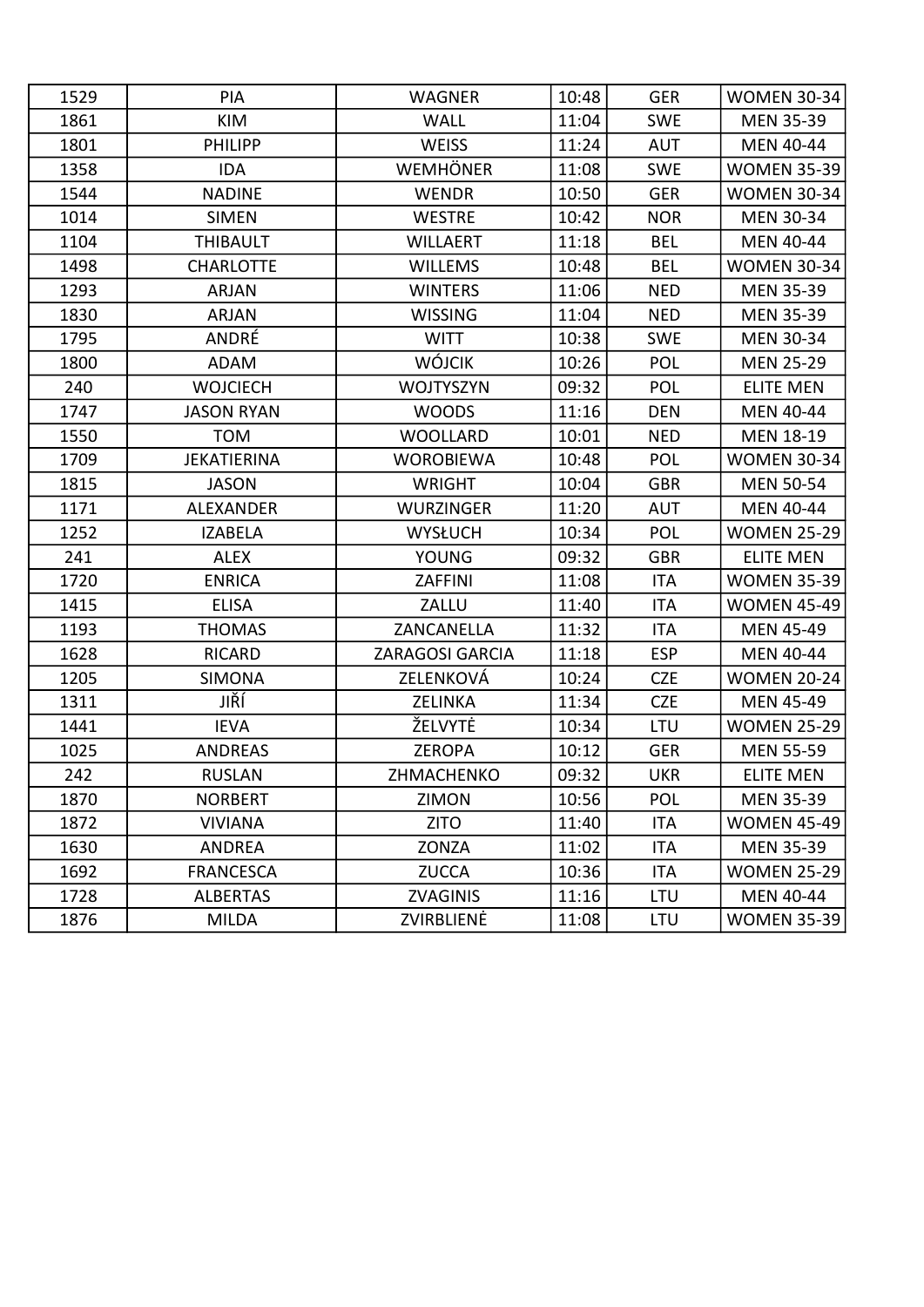| | | | | | |
|---|---|---|---|---|---|
| 1529 | PIA | WAGNER | 10:48 | GER | WOMEN 30-34 |
| 1861 | KIM | WALL | 11:04 | SWE | MEN 35-39 |
| 1801 | PHILIPP | WEISS | 11:24 | AUT | MEN 40-44 |
| 1358 | IDA | WEMHÖNER | 11:08 | SWE | WOMEN 35-39 |
| 1544 | NADINE | WENDR | 10:50 | GER | WOMEN 30-34 |
| 1014 | SIMEN | WESTRE | 10:42 | NOR | MEN 30-34 |
| 1104 | THIBAULT | WILLAERT | 11:18 | BEL | MEN 40-44 |
| 1498 | CHARLOTTE | WILLEMS | 10:48 | BEL | WOMEN 30-34 |
| 1293 | ARJAN | WINTERS | 11:06 | NED | MEN 35-39 |
| 1830 | ARJAN | WISSING | 11:04 | NED | MEN 35-39 |
| 1795 | ANDRÉ | WITT | 10:38 | SWE | MEN 30-34 |
| 1800 | ADAM | WÓJCIK | 10:26 | POL | MEN 25-29 |
| 240 | WOJCIECH | WOJTYSZYN | 09:32 | POL | ELITE MEN |
| 1747 | JASON RYAN | WOODS | 11:16 | DEN | MEN 40-44 |
| 1550 | TOM | WOOLLARD | 10:01 | NED | MEN 18-19 |
| 1709 | JEKATIERINA | WOROBIEWA | 10:48 | POL | WOMEN 30-34 |
| 1815 | JASON | WRIGHT | 10:04 | GBR | MEN 50-54 |
| 1171 | ALEXANDER | WURZINGER | 11:20 | AUT | MEN 40-44 |
| 1252 | IZABELA | WYSŁUCH | 10:34 | POL | WOMEN 25-29 |
| 241 | ALEX | YOUNG | 09:32 | GBR | ELITE MEN |
| 1720 | ENRICA | ZAFFINI | 11:08 | ITA | WOMEN 35-39 |
| 1415 | ELISA | ZALLU | 11:40 | ITA | WOMEN 45-49 |
| 1193 | THOMAS | ZANCANELLA | 11:32 | ITA | MEN 45-49 |
| 1628 | RICARD | ZARAGOSI GARCIA | 11:18 | ESP | MEN 40-44 |
| 1205 | SIMONA | ZELENKOVÁ | 10:24 | CZE | WOMEN 20-24 |
| 1311 | JIŘÍ | ZELINKA | 11:34 | CZE | MEN 45-49 |
| 1441 | IEVA | ŽELVYTĖ | 10:34 | LTU | WOMEN 25-29 |
| 1025 | ANDREAS | ZEROPA | 10:12 | GER | MEN 55-59 |
| 242 | RUSLAN | ZHMACHENKO | 09:32 | UKR | ELITE MEN |
| 1870 | NORBERT | ZIMON | 10:56 | POL | MEN 35-39 |
| 1872 | VIVIANA | ZITO | 11:40 | ITA | WOMEN 45-49 |
| 1630 | ANDREA | ZONZA | 11:02 | ITA | MEN 35-39 |
| 1692 | FRANCESCA | ZUCCA | 10:36 | ITA | WOMEN 25-29 |
| 1728 | ALBERTAS | ZVAGINIS | 11:16 | LTU | MEN 40-44 |
| 1876 | MILDA | ZVIRBLIENĖ | 11:08 | LTU | WOMEN 35-39 |